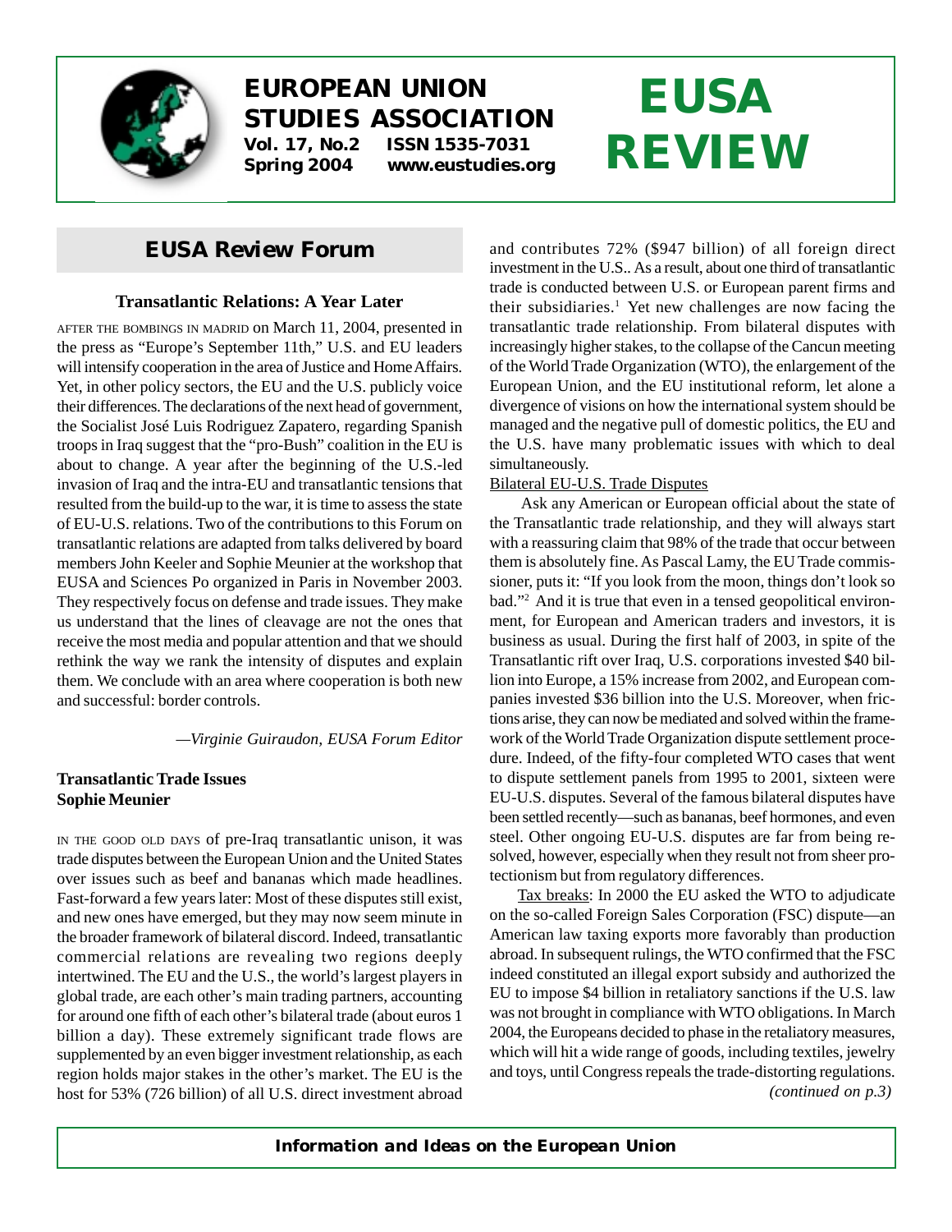# EUROPEAN UNION STUDIES ASSOCIATION

**Vol. 17, No.2 ISSN 1535-7031**
**Spring 2004 www.eustudies.org**

# EUSA REVIEW

## EUSA Review Forum

### Transatlantic Relations: A Year Later

AFTER THE BOMBINGS IN MADRID on March 11, 2004, presented in the press as "Europe's September 11th," U.S. and EU leaders will intensify cooperation in the area of Justice and Home Affairs. Yet, in other policy sectors, the EU and the U.S. publicly voice their differences. The declarations of the next head of government, the Socialist José Luis Rodriguez Zapatero, regarding Spanish troops in Iraq suggest that the "pro-Bush" coalition in the EU is about to change. A year after the beginning of the U.S.-led invasion of Iraq and the intra-EU and transatlantic tensions that resulted from the build-up to the war, it is time to assess the state of EU-U.S. relations. Two of the contributions to this Forum on transatlantic relations are adapted from talks delivered by board members John Keeler and Sophie Meunier at the workshop that EUSA and Sciences Po organized in Paris in November 2003. They respectively focus on defense and trade issues. They make us understand that the lines of cleavage are not the ones that receive the most media and popular attention and that we should rethink the way we rank the intensity of disputes and explain them. We conclude with an area where cooperation is both new and successful: border controls.

*—Virginie Guiraudon, EUSA Forum Editor*

### Transatlantic Trade Issues
**Sophie Meunier**

IN THE GOOD OLD DAYS of pre-Iraq transatlantic unison, it was trade disputes between the European Union and the United States over issues such as beef and bananas which made headlines. Fast-forward a few years later: Most of these disputes still exist, and new ones have emerged, but they may now seem minute in the broader framework of bilateral discord. Indeed, transatlantic commercial relations are revealing two regions deeply intertwined. The EU and the U.S., the world's largest players in global trade, are each other's main trading partners, accounting for around one fifth of each other's bilateral trade (about euros 1 billion a day). These extremely significant trade flows are supplemented by an even bigger investment relationship, as each region holds major stakes in the other's market. The EU is the host for 53% (726 billion) of all U.S. direct investment abroad and contributes 72% ($947 billion) of all foreign direct investment in the U.S.. As a result, about one third of transatlantic trade is conducted between U.S. or European parent firms and their subsidiaries.[1] Yet new challenges are now facing the transatlantic trade relationship. From bilateral disputes with increasingly higher stakes, to the collapse of the Cancun meeting of the World Trade Organization (WTO), the enlargement of the European Union, and the EU institutional reform, let alone a divergence of visions on how the international system should be managed and the negative pull of domestic politics, the EU and the U.S. have many problematic issues with which to deal simultaneously.

Bilateral EU-U.S. Trade Disputes

Ask any American or European official about the state of the Transatlantic trade relationship, and they will always start with a reassuring claim that 98% of the trade that occur between them is absolutely fine. As Pascal Lamy, the EU Trade commissioner, puts it: "If you look from the moon, things don't look so bad."[2] And it is true that even in a tensed geopolitical environment, for European and American traders and investors, it is business as usual. During the first half of 2003, in spite of the Transatlantic rift over Iraq, U.S. corporations invested $40 billion into Europe, a 15% increase from 2002, and European companies invested $36 billion into the U.S. Moreover, when frictions arise, they can now be mediated and solved within the framework of the World Trade Organization dispute settlement procedure. Indeed, of the fifty-four completed WTO cases that went to dispute settlement panels from 1995 to 2001, sixteen were EU-U.S. disputes. Several of the famous bilateral disputes have been settled recently—such as bananas, beef hormones, and even steel. Other ongoing EU-U.S. disputes are far from being resolved, however, especially when they result not from sheer protectionism but from regulatory differences.

Tax breaks: In 2000 the EU asked the WTO to adjudicate on the so-called Foreign Sales Corporation (FSC) dispute—an American law taxing exports more favorably than production abroad. In subsequent rulings, the WTO confirmed that the FSC indeed constituted an illegal export subsidy and authorized the EU to impose $4 billion in retaliatory sanctions if the U.S. law was not brought in compliance with WTO obligations. In March 2004, the Europeans decided to phase in the retaliatory measures, which will hit a wide range of goods, including textiles, jewelry and toys, until Congress repeals the trade-distorting regulations.

*(continued on p.3)*

**Information and Ideas on the European Union**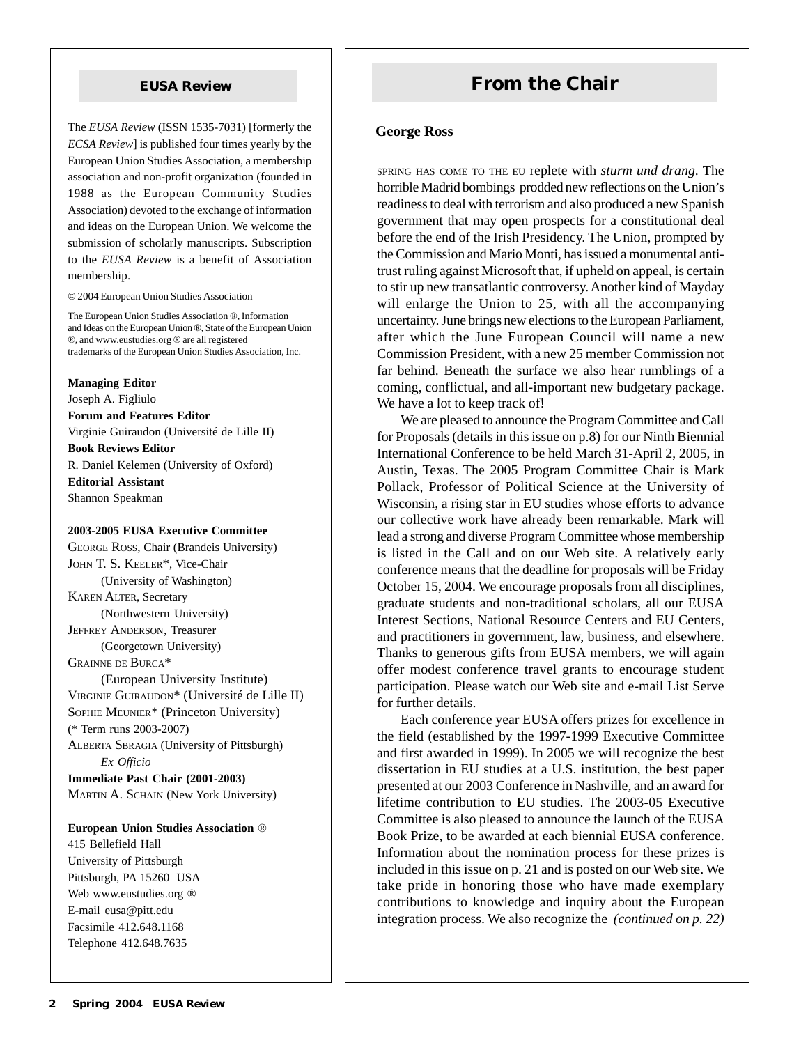## EUSA Review

The *EUSA Review* (ISSN 1535-7031) [formerly the *ECSA Review*] is published four times yearly by the European Union Studies Association, a membership association and non-profit organization (founded in 1988 as the European Community Studies Association) devoted to the exchange of information and ideas on the European Union. We welcome the submission of scholarly manuscripts. Subscription to the *EUSA Review* is a benefit of Association membership.

© 2004 European Union Studies Association

The European Union Studies Association ®, Information and Ideas on the European Union ®, State of the European Union ®, and www.eustudies.org ® are all registered trademarks of the European Union Studies Association, Inc.

**Managing Editor**
Joseph A. Figliulo
**Forum and Features Editor**
Virginie Guiraudon (Université de Lille II)
**Book Reviews Editor**
R. Daniel Kelemen (University of Oxford)
**Editorial Assistant**
Shannon Speakman

**2003-2005 EUSA Executive Committee**
George Ross, Chair (Brandeis University)
John T. S. Keeler*, Vice-Chair (University of Washington)
Karen Alter, Secretary (Northwestern University)
Jeffrey Anderson, Treasurer (Georgetown University)
Grainne de Burca* (European University Institute)
Virginie Guiraudon* (Université de Lille II)
Sophie Meunier* (Princeton University)
(* Term runs 2003-2007)
Alberta Sbragia (University of Pittsburgh) *Ex Officio*
**Immediate Past Chair (2001-2003)**
Martin A. Schain (New York University)

**European Union Studies Association** ®
415 Bellefield Hall
University of Pittsburgh
Pittsburgh, PA 15260 USA
Web www.eustudies.org ®
E-mail eusa@pitt.edu
Facsimile 412.648.1168
Telephone 412.648.7635

## From the Chair

**George Ross**

Spring has come to the EU replete with *sturm und drang*. The horrible Madrid bombings prodded new reflections on the Union's readiness to deal with terrorism and also produced a new Spanish government that may open prospects for a constitutional deal before the end of the Irish Presidency. The Union, prompted by the Commission and Mario Monti, has issued a monumental anti-trust ruling against Microsoft that, if upheld on appeal, is certain to stir up new transatlantic controversy. Another kind of Mayday will enlarge the Union to 25, with all the accompanying uncertainty. June brings new elections to the European Parliament, after which the June European Council will name a new Commission President, with a new 25 member Commission not far behind. Beneath the surface we also hear rumblings of a coming, conflictual, and all-important new budgetary package. We have a lot to keep track of!

We are pleased to announce the Program Committee and Call for Proposals (details in this issue on p.8) for our Ninth Biennial International Conference to be held March 31-April 2, 2005, in Austin, Texas. The 2005 Program Committee Chair is Mark Pollack, Professor of Political Science at the University of Wisconsin, a rising star in EU studies whose efforts to advance our collective work have already been remarkable. Mark will lead a strong and diverse Program Committee whose membership is listed in the Call and on our Web site. A relatively early conference means that the deadline for proposals will be Friday October 15, 2004. We encourage proposals from all disciplines, graduate students and non-traditional scholars, all our EUSA Interest Sections, National Resource Centers and EU Centers, and practitioners in government, law, business, and elsewhere. Thanks to generous gifts from EUSA members, we will again offer modest conference travel grants to encourage student participation. Please watch our Web site and e-mail List Serve for further details.

Each conference year EUSA offers prizes for excellence in the field (established by the 1997-1999 Executive Committee and first awarded in 1999). In 2005 we will recognize the best dissertation in EU studies at a U.S. institution, the best paper presented at our 2003 Conference in Nashville, and an award for lifetime contribution to EU studies. The 2003-05 Executive Committee is also pleased to announce the launch of the EUSA Book Prize, to be awarded at each biennial EUSA conference. Information about the nomination process for these prizes is included in this issue on p. 21 and is posted on our Web site. We take pride in honoring those who have made exemplary contributions to knowledge and inquiry about the European integration process. We also recognize the *(continued on p. 22)*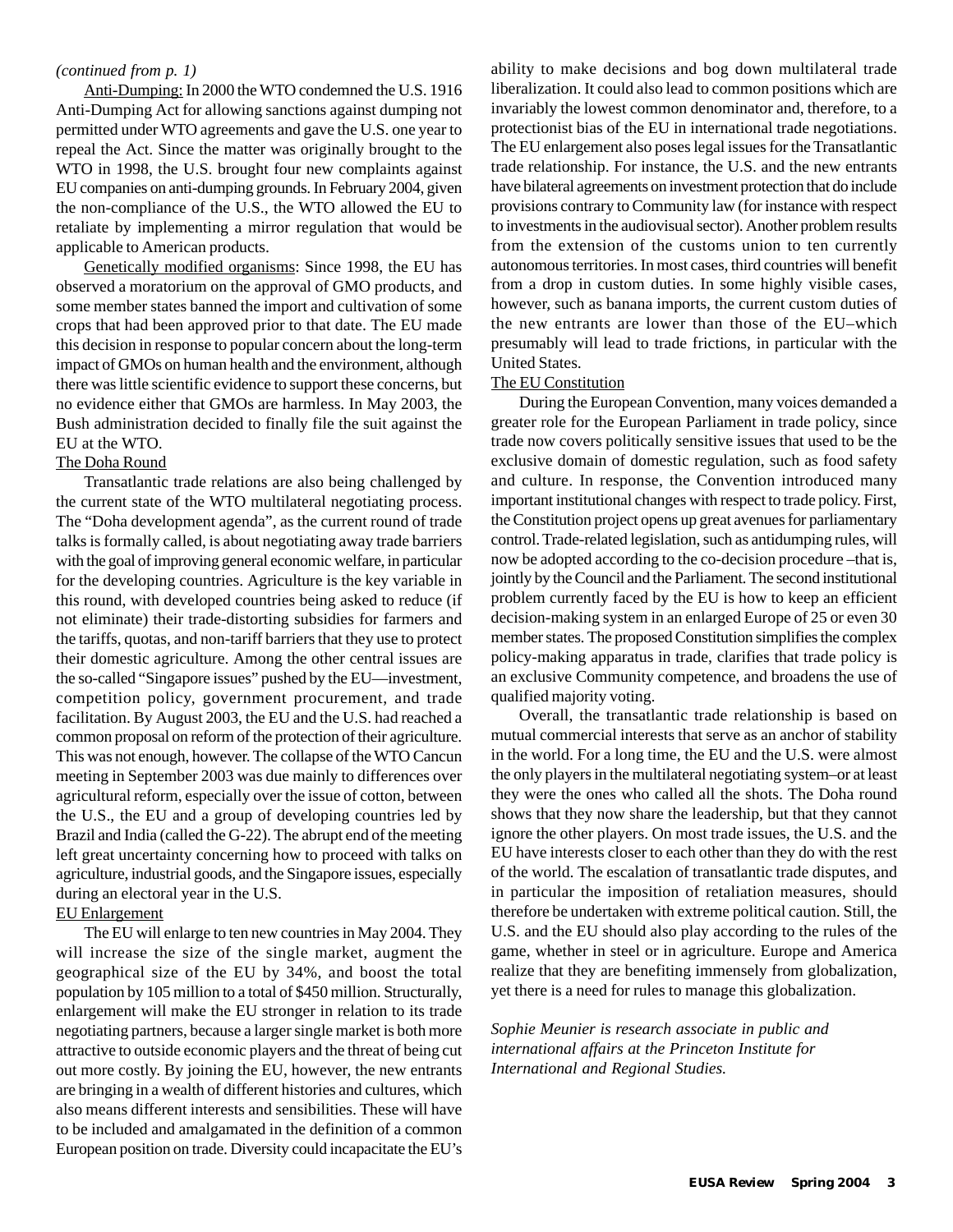*(continued from p. 1)*

Anti-Dumping: In 2000 the WTO condemned the U.S. 1916 Anti-Dumping Act for allowing sanctions against dumping not permitted under WTO agreements and gave the U.S. one year to repeal the Act. Since the matter was originally brought to the WTO in 1998, the U.S. brought four new complaints against EU companies on anti-dumping grounds. In February 2004, given the non-compliance of the U.S., the WTO allowed the EU to retaliate by implementing a mirror regulation that would be applicable to American products.

Genetically modified organisms: Since 1998, the EU has observed a moratorium on the approval of GMO products, and some member states banned the import and cultivation of some crops that had been approved prior to that date. The EU made this decision in response to popular concern about the long-term impact of GMOs on human health and the environment, although there was little scientific evidence to support these concerns, but no evidence either that GMOs are harmless. In May 2003, the Bush administration decided to finally file the suit against the EU at the WTO.

## The Doha Round

Transatlantic trade relations are also being challenged by the current state of the WTO multilateral negotiating process. The "Doha development agenda", as the current round of trade talks is formally called, is about negotiating away trade barriers with the goal of improving general economic welfare, in particular for the developing countries. Agriculture is the key variable in this round, with developed countries being asked to reduce (if not eliminate) their trade-distorting subsidies for farmers and the tariffs, quotas, and non-tariff barriers that they use to protect their domestic agriculture. Among the other central issues are the so-called "Singapore issues" pushed by the EU—investment, competition policy, government procurement, and trade facilitation. By August 2003, the EU and the U.S. had reached a common proposal on reform of the protection of their agriculture. This was not enough, however. The collapse of the WTO Cancun meeting in September 2003 was due mainly to differences over agricultural reform, especially over the issue of cotton, between the U.S., the EU and a group of developing countries led by Brazil and India (called the G-22). The abrupt end of the meeting left great uncertainty concerning how to proceed with talks on agriculture, industrial goods, and the Singapore issues, especially during an electoral year in the U.S.

## EU Enlargement

The EU will enlarge to ten new countries in May 2004. They will increase the size of the single market, augment the geographical size of the EU by 34%, and boost the total population by 105 million to a total of $450 million. Structurally, enlargement will make the EU stronger in relation to its trade negotiating partners, because a larger single market is both more attractive to outside economic players and the threat of being cut out more costly. By joining the EU, however, the new entrants are bringing in a wealth of different histories and cultures, which also means different interests and sensibilities. These will have to be included and amalgamated in the definition of a common European position on trade. Diversity could incapacitate the EU's ability to make decisions and bog down multilateral trade liberalization. It could also lead to common positions which are invariably the lowest common denominator and, therefore, to a protectionist bias of the EU in international trade negotiations. The EU enlargement also poses legal issues for the Transatlantic trade relationship. For instance, the U.S. and the new entrants have bilateral agreements on investment protection that do include provisions contrary to Community law (for instance with respect to investments in the audiovisual sector). Another problem results from the extension of the customs union to ten currently autonomous territories. In most cases, third countries will benefit from a drop in custom duties. In some highly visible cases, however, such as banana imports, the current custom duties of the new entrants are lower than those of the EU–which presumably will lead to trade frictions, in particular with the United States.

## The EU Constitution

During the European Convention, many voices demanded a greater role for the European Parliament in trade policy, since trade now covers politically sensitive issues that used to be the exclusive domain of domestic regulation, such as food safety and culture. In response, the Convention introduced many important institutional changes with respect to trade policy. First, the Constitution project opens up great avenues for parliamentary control. Trade-related legislation, such as antidumping rules, will now be adopted according to the co-decision procedure –that is, jointly by the Council and the Parliament. The second institutional problem currently faced by the EU is how to keep an efficient decision-making system in an enlarged Europe of 25 or even 30 member states. The proposed Constitution simplifies the complex policy-making apparatus in trade, clarifies that trade policy is an exclusive Community competence, and broadens the use of qualified majority voting.

Overall, the transatlantic trade relationship is based on mutual commercial interests that serve as an anchor of stability in the world. For a long time, the EU and the U.S. were almost the only players in the multilateral negotiating system–or at least they were the ones who called all the shots. The Doha round shows that they now share the leadership, but that they cannot ignore the other players. On most trade issues, the U.S. and the EU have interests closer to each other than they do with the rest of the world. The escalation of transatlantic trade disputes, and in particular the imposition of retaliation measures, should therefore be undertaken with extreme political caution. Still, the U.S. and the EU should also play according to the rules of the game, whether in steel or in agriculture. Europe and America realize that they are benefiting immensely from globalization, yet there is a need for rules to manage this globalization.

*Sophie Meunier is research associate in public and international affairs at the Princeton Institute for International and Regional Studies.*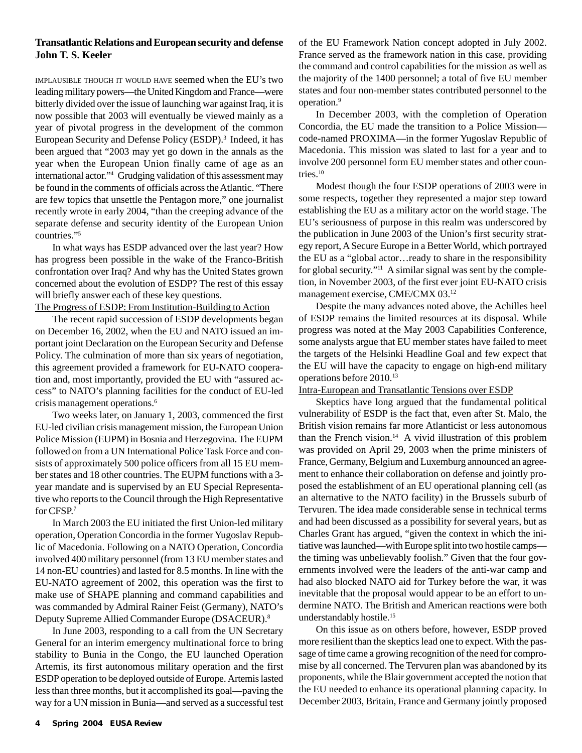**Transatlantic Relations and European security and defense**
**John T. S. Keeler**

IMPLAUSIBLE THOUGH IT WOULD HAVE seemed when the EU's two leading military powers—the United Kingdom and France—were bitterly divided over the issue of launching war against Iraq, it is now possible that 2003 will eventually be viewed mainly as a year of pivotal progress in the development of the common European Security and Defense Policy (ESDP).[3] Indeed, it has been argued that "2003 may yet go down in the annals as the year when the European Union finally came of age as an international actor."[4] Grudging validation of this assessment may be found in the comments of officials across the Atlantic. "There are few topics that unsettle the Pentagon more," one journalist recently wrote in early 2004, "than the creeping advance of the separate defense and security identity of the European Union countries."[5]

In what ways has ESDP advanced over the last year? How has progress been possible in the wake of the Franco-British confrontation over Iraq? And why has the United States grown concerned about the evolution of ESDP? The rest of this essay will briefly answer each of these key questions.

The Progress of ESDP: From Institution-Building to Action

The recent rapid succession of ESDP developments began on December 16, 2002, when the EU and NATO issued an important joint Declaration on the European Security and Defense Policy. The culmination of more than six years of negotiation, this agreement provided a framework for EU-NATO cooperation and, most importantly, provided the EU with "assured access" to NATO's planning facilities for the conduct of EU-led crisis management operations.[6]

Two weeks later, on January 1, 2003, commenced the first EU-led civilian crisis management mission, the European Union Police Mission (EUPM) in Bosnia and Herzegovina. The EUPM followed on from a UN International Police Task Force and consists of approximately 500 police officers from all 15 EU member states and 18 other countries. The EUPM functions with a 3-year mandate and is supervised by an EU Special Representative who reports to the Council through the High Representative for CFSP.[7]

In March 2003 the EU initiated the first Union-led military operation, Operation Concordia in the former Yugoslav Republic of Macedonia. Following on a NATO Operation, Concordia involved 400 military personnel (from 13 EU member states and 14 non-EU countries) and lasted for 8.5 months. In line with the EU-NATO agreement of 2002, this operation was the first to make use of SHAPE planning and command capabilities and was commanded by Admiral Rainer Feist (Germany), NATO's Deputy Supreme Allied Commander Europe (DSACEUR).[8]

In June 2003, responding to a call from the UN Secretary General for an interim emergency multinational force to bring stability to Bunia in the Congo, the EU launched Operation Artemis, its first autonomous military operation and the first ESDP operation to be deployed outside of Europe. Artemis lasted less than three months, but it accomplished its goal—paving the way for a UN mission in Bunia—and served as a successful test of the EU Framework Nation concept adopted in July 2002. France served as the framework nation in this case, providing the command and control capabilities for the mission as well as the majority of the 1400 personnel; a total of five EU member states and four non-member states contributed personnel to the operation.[9]

In December 2003, with the completion of Operation Concordia, the EU made the transition to a Police Mission—code-named PROXIMA—in the former Yugoslav Republic of Macedonia. This mission was slated to last for a year and to involve 200 personnel form EU member states and other countries.[10]

Modest though the four ESDP operations of 2003 were in some respects, together they represented a major step toward establishing the EU as a military actor on the world stage. The EU's seriousness of purpose in this realm was underscored by the publication in June 2003 of the Union's first security strategy report, A Secure Europe in a Better World, which portrayed the EU as a "global actor…ready to share in the responsibility for global security."[11] A similar signal was sent by the completion, in November 2003, of the first ever joint EU-NATO crisis management exercise, CME/CMX 03.[12]

Despite the many advances noted above, the Achilles heel of ESDP remains the limited resources at its disposal. While progress was noted at the May 2003 Capabilities Conference, some analysts argue that EU member states have failed to meet the targets of the Helsinki Headline Goal and few expect that the EU will have the capacity to engage on high-end military operations before 2010.[13]

Intra-European and Transatlantic Tensions over ESDP

Skeptics have long argued that the fundamental political vulnerability of ESDP is the fact that, even after St. Malo, the British vision remains far more Atlanticist or less autonomous than the French vision.[14] A vivid illustration of this problem was provided on April 29, 2003 when the prime ministers of France, Germany, Belgium and Luxemburg announced an agreement to enhance their collaboration on defense and jointly proposed the establishment of an EU operational planning cell (as an alternative to the NATO facility) in the Brussels suburb of Tervuren. The idea made considerable sense in technical terms and had been discussed as a possibility for several years, but as Charles Grant has argued, "given the context in which the initiative was launched—with Europe split into two hostile camps—the timing was unbelievably foolish." Given that the four governments involved were the leaders of the anti-war camp and had also blocked NATO aid for Turkey before the war, it was inevitable that the proposal would appear to be an effort to undermine NATO. The British and American reactions were both understandably hostile.[15]

On this issue as on others before, however, ESDP proved more resilient than the skeptics lead one to expect. With the passage of time came a growing recognition of the need for compromise by all concerned. The Tervuren plan was abandoned by its proponents, while the Blair government accepted the notion that the EU needed to enhance its operational planning capacity. In December 2003, Britain, France and Germany jointly proposed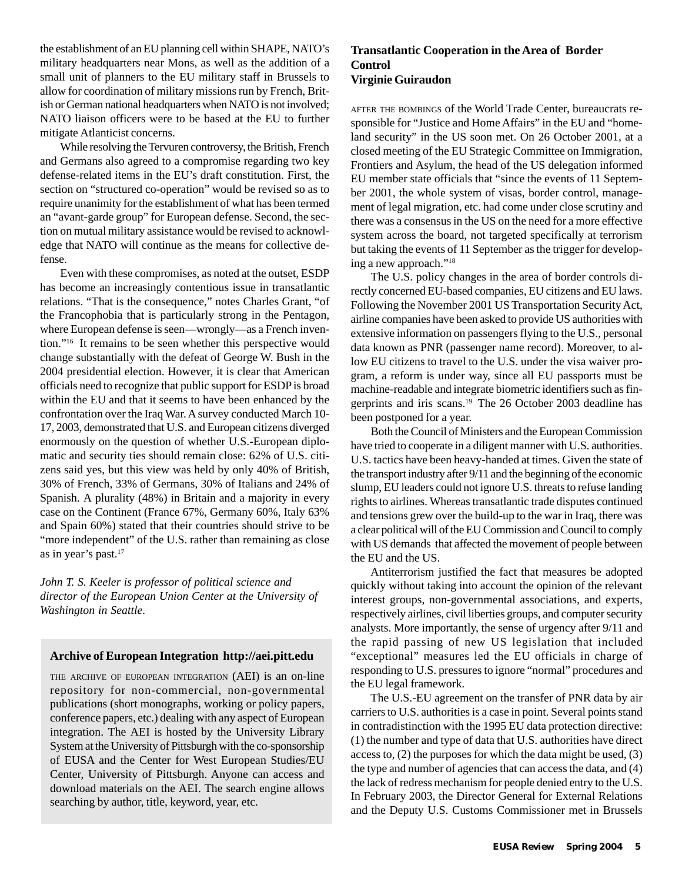the establishment of an EU planning cell within SHAPE, NATO's military headquarters near Mons, as well as the addition of a small unit of planners to the EU military staff in Brussels to allow for coordination of military missions run by French, British or German national headquarters when NATO is not involved; NATO liaison officers were to be based at the EU to further mitigate Atlanticist concerns.

While resolving the Tervuren controversy, the British, French and Germans also agreed to a compromise regarding two key defense-related items in the EU's draft constitution. First, the section on "structured co-operation" would be revised so as to require unanimity for the establishment of what has been termed an "avant-garde group" for European defense. Second, the section on mutual military assistance would be revised to acknowledge that NATO will continue as the means for collective defense.

Even with these compromises, as noted at the outset, ESDP has become an increasingly contentious issue in transatlantic relations. "That is the consequence," notes Charles Grant, "of the Francophobia that is particularly strong in the Pentagon, where European defense is seen—wrongly—as a French invention."[16] It remains to be seen whether this perspective would change substantially with the defeat of George W. Bush in the 2004 presidential election. However, it is clear that American officials need to recognize that public support for ESDP is broad within the EU and that it seems to have been enhanced by the confrontation over the Iraq War. A survey conducted March 10-17, 2003, demonstrated that U.S. and European citizens diverged enormously on the question of whether U.S.-European diplomatic and security ties should remain close: 62% of U.S. citizens said yes, but this view was held by only 40% of British, 30% of French, 33% of Germans, 30% of Italians and 24% of Spanish. A plurality (48%) in Britain and a majority in every case on the Continent (France 67%, Germany 60%, Italy 63% and Spain 60%) stated that their countries should strive to be "more independent" of the U.S. rather than remaining as close as in year's past.[17]

*John T. S. Keeler is professor of political science and director of the European Union Center at the University of Washington in Seattle.*

### Archive of European Integration http://aei.pitt.edu

THE ARCHIVE OF EUROPEAN INTEGRATION (AEI) is an on-line repository for non-commercial, non-governmental publications (short monographs, working or policy papers, conference papers, etc.) dealing with any aspect of European integration. The AEI is hosted by the University Library System at the University of Pittsburgh with the co-sponsorship of EUSA and the Center for West European Studies/EU Center, University of Pittsburgh. Anyone can access and download materials on the AEI. The search engine allows searching by author, title, keyword, year, etc.

## Transatlantic Cooperation in the Area of Border Control
**Virginie Guiraudon**

AFTER THE BOMBINGS of the World Trade Center, bureaucrats responsible for "Justice and Home Affairs" in the EU and "homeland security" in the US soon met. On 26 October 2001, at a closed meeting of the EU Strategic Committee on Immigration, Frontiers and Asylum, the head of the US delegation informed EU member state officials that "since the events of 11 September 2001, the whole system of visas, border control, management of legal migration, etc. had come under close scrutiny and there was a consensus in the US on the need for a more effective system across the board, not targeted specifically at terrorism but taking the events of 11 September as the trigger for developing a new approach."[18]

The U.S. policy changes in the area of border controls directly concerned EU-based companies, EU citizens and EU laws. Following the November 2001 US Transportation Security Act, airline companies have been asked to provide US authorities with extensive information on passengers flying to the U.S., personal data known as PNR (passenger name record). Moreover, to allow EU citizens to travel to the U.S. under the visa waiver program, a reform is under way, since all EU passports must be machine-readable and integrate biometric identifiers such as fingerprints and iris scans.[19] The 26 October 2003 deadline has been postponed for a year.

Both the Council of Ministers and the European Commission have tried to cooperate in a diligent manner with U.S. authorities. U.S. tactics have been heavy-handed at times. Given the state of the transport industry after 9/11 and the beginning of the economic slump, EU leaders could not ignore U.S. threats to refuse landing rights to airlines. Whereas transatlantic trade disputes continued and tensions grew over the build-up to the war in Iraq, there was a clear political will of the EU Commission and Council to comply with US demands that affected the movement of people between the EU and the US.

Antiterrorism justified the fact that measures be adopted quickly without taking into account the opinion of the relevant interest groups, non-governmental associations, and experts, respectively airlines, civil liberties groups, and computer security analysts. More importantly, the sense of urgency after 9/11 and the rapid passing of new US legislation that included "exceptional" measures led the EU officials in charge of responding to U.S. pressures to ignore "normal" procedures and the EU legal framework.

The U.S.-EU agreement on the transfer of PNR data by air carriers to U.S. authorities is a case in point. Several points stand in contradistinction with the 1995 EU data protection directive: (1) the number and type of data that U.S. authorities have direct access to, (2) the purposes for which the data might be used, (3) the type and number of agencies that can access the data, and (4) the lack of redress mechanism for people denied entry to the U.S. In February 2003, the Director General for External Relations and the Deputy U.S. Customs Commissioner met in Brussels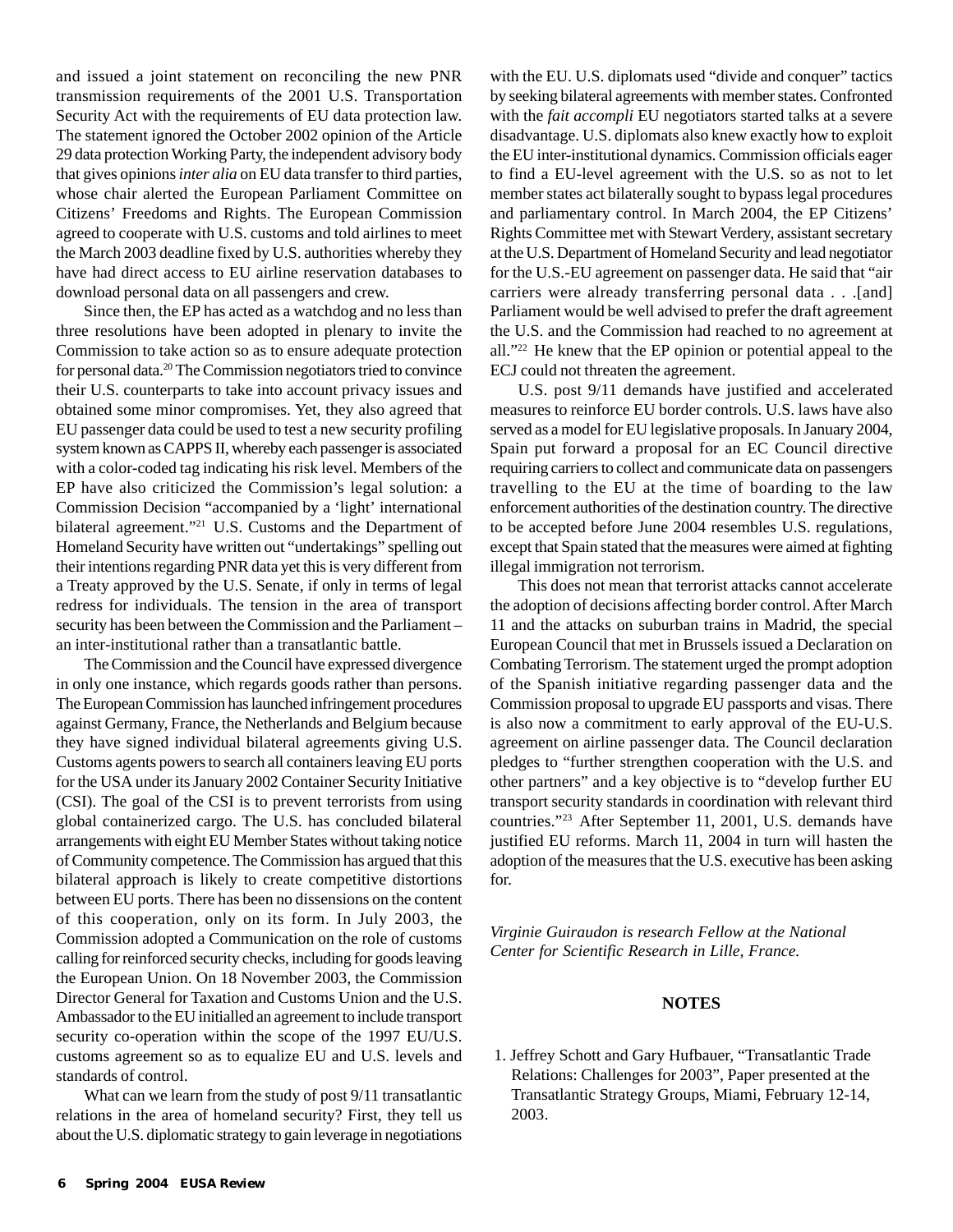and issued a joint statement on reconciling the new PNR transmission requirements of the 2001 U.S. Transportation Security Act with the requirements of EU data protection law. The statement ignored the October 2002 opinion of the Article 29 data protection Working Party, the independent advisory body that gives opinions *inter alia* on EU data transfer to third parties, whose chair alerted the European Parliament Committee on Citizens' Freedoms and Rights. The European Commission agreed to cooperate with U.S. customs and told airlines to meet the March 2003 deadline fixed by U.S. authorities whereby they have had direct access to EU airline reservation databases to download personal data on all passengers and crew.

Since then, the EP has acted as a watchdog and no less than three resolutions have been adopted in plenary to invite the Commission to take action so as to ensure adequate protection for personal data.[20] The Commission negotiators tried to convince their U.S. counterparts to take into account privacy issues and obtained some minor compromises. Yet, they also agreed that EU passenger data could be used to test a new security profiling system known as CAPPS II, whereby each passenger is associated with a color-coded tag indicating his risk level. Members of the EP have also criticized the Commission's legal solution: a Commission Decision "accompanied by a 'light' international bilateral agreement."[21] U.S. Customs and the Department of Homeland Security have written out "undertakings" spelling out their intentions regarding PNR data yet this is very different from a Treaty approved by the U.S. Senate, if only in terms of legal redress for individuals. The tension in the area of transport security has been between the Commission and the Parliament – an inter-institutional rather than a transatlantic battle.

The Commission and the Council have expressed divergence in only one instance, which regards goods rather than persons. The European Commission has launched infringement procedures against Germany, France, the Netherlands and Belgium because they have signed individual bilateral agreements giving U.S. Customs agents powers to search all containers leaving EU ports for the USA under its January 2002 Container Security Initiative (CSI). The goal of the CSI is to prevent terrorists from using global containerized cargo. The U.S. has concluded bilateral arrangements with eight EU Member States without taking notice of Community competence. The Commission has argued that this bilateral approach is likely to create competitive distortions between EU ports. There has been no dissensions on the content of this cooperation, only on its form. In July 2003, the Commission adopted a Communication on the role of customs calling for reinforced security checks, including for goods leaving the European Union. On 18 November 2003, the Commission Director General for Taxation and Customs Union and the U.S. Ambassador to the EU initialled an agreement to include transport security co-operation within the scope of the 1997 EU/U.S. customs agreement so as to equalize EU and U.S. levels and standards of control.

What can we learn from the study of post 9/11 transatlantic relations in the area of homeland security? First, they tell us about the U.S. diplomatic strategy to gain leverage in negotiations with the EU. U.S. diplomats used "divide and conquer" tactics by seeking bilateral agreements with member states. Confronted with the *fait accompli* EU negotiators started talks at a severe disadvantage. U.S. diplomats also knew exactly how to exploit the EU inter-institutional dynamics. Commission officials eager to find a EU-level agreement with the U.S. so as not to let member states act bilaterally sought to bypass legal procedures and parliamentary control. In March 2004, the EP Citizens' Rights Committee met with Stewart Verdery, assistant secretary at the U.S. Department of Homeland Security and lead negotiator for the U.S.-EU agreement on passenger data. He said that "air carriers were already transferring personal data . . .[and] Parliament would be well advised to prefer the draft agreement the U.S. and the Commission had reached to no agreement at all."[22] He knew that the EP opinion or potential appeal to the ECJ could not threaten the agreement.

U.S. post 9/11 demands have justified and accelerated measures to reinforce EU border controls. U.S. laws have also served as a model for EU legislative proposals. In January 2004, Spain put forward a proposal for an EC Council directive requiring carriers to collect and communicate data on passengers travelling to the EU at the time of boarding to the law enforcement authorities of the destination country. The directive to be accepted before June 2004 resembles U.S. regulations, except that Spain stated that the measures were aimed at fighting illegal immigration not terrorism.

This does not mean that terrorist attacks cannot accelerate the adoption of decisions affecting border control. After March 11 and the attacks on suburban trains in Madrid, the special European Council that met in Brussels issued a Declaration on Combating Terrorism. The statement urged the prompt adoption of the Spanish initiative regarding passenger data and the Commission proposal to upgrade EU passports and visas. There is also now a commitment to early approval of the EU-U.S. agreement on airline passenger data. The Council declaration pledges to "further strengthen cooperation with the U.S. and other partners" and a key objective is to "develop further EU transport security standards in coordination with relevant third countries."[23] After September 11, 2001, U.S. demands have justified EU reforms. March 11, 2004 in turn will hasten the adoption of the measures that the U.S. executive has been asking for.

*Virginie Guiraudon is research Fellow at the National Center for Scientific Research in Lille, France.*

## NOTES

1. Jeffrey Schott and Gary Hufbauer, "Transatlantic Trade Relations: Challenges for 2003", Paper presented at the Transatlantic Strategy Groups, Miami, February 12-14, 2003.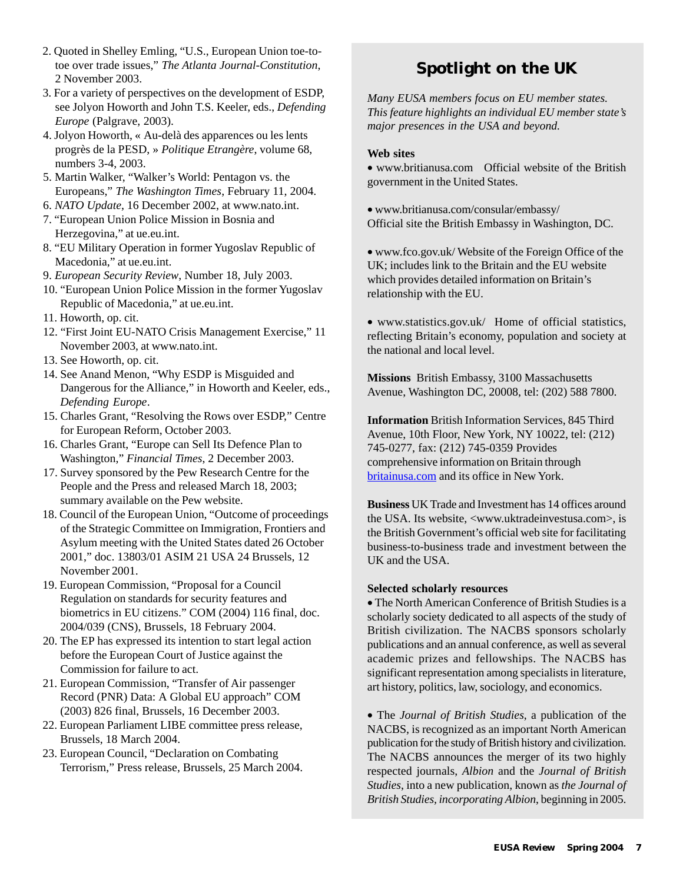2. Quoted in Shelley Emling, "U.S., European Union toe-to-toe over trade issues," *The Atlanta Journal-Constitution*, 2 November 2003.
3. For a variety of perspectives on the development of ESDP, see Jolyon Howorth and John T.S. Keeler, eds., *Defending Europe* (Palgrave, 2003).
4. Jolyon Howorth, « Au-delà des apparences ou les lents progrès de la PESD, » *Politique Etrangère*, volume 68, numbers 3-4, 2003.
5. Martin Walker, "Walker's World: Pentagon vs. the Europeans," *The Washington Times*, February 11, 2004.
6. *NATO Update*, 16 December 2002, at www.nato.int.
7. "European Union Police Mission in Bosnia and Herzegovina," at ue.eu.int.
8. "EU Military Operation in former Yugoslav Republic of Macedonia," at ue.eu.int.
9. *European Security Review*, Number 18, July 2003.
10. "European Union Police Mission in the former Yugoslav Republic of Macedonia," at ue.eu.int.
11. Howorth, op. cit.
12. "First Joint EU-NATO Crisis Management Exercise," 11 November 2003, at www.nato.int.
13. See Howorth, op. cit.
14. See Anand Menon, "Why ESDP is Misguided and Dangerous for the Alliance," in Howorth and Keeler, eds., *Defending Europe*.
15. Charles Grant, "Resolving the Rows over ESDP," Centre for European Reform, October 2003.
16. Charles Grant, "Europe can Sell Its Defence Plan to Washington," *Financial Times*, 2 December 2003.
17. Survey sponsored by the Pew Research Centre for the People and the Press and released March 18, 2003; summary available on the Pew website.
18. Council of the European Union, "Outcome of proceedings of the Strategic Committee on Immigration, Frontiers and Asylum meeting with the United States dated 26 October 2001," doc. 13803/01 ASIM 21 USA 24 Brussels, 12 November 2001.
19. European Commission, "Proposal for a Council Regulation on standards for security features and biometrics in EU citizens." COM (2004) 116 final, doc. 2004/039 (CNS), Brussels, 18 February 2004.
20. The EP has expressed its intention to start legal action before the European Court of Justice against the Commission for failure to act.
21. European Commission, "Transfer of Air passenger Record (PNR) Data: A Global EU approach" COM (2003) 826 final, Brussels, 16 December 2003.
22. European Parliament LIBE committee press release, Brussels, 18 March 2004.
23. European Council, "Declaration on Combating Terrorism," Press release, Brussels, 25 March 2004.

## Spotlight on the UK

*Many EUSA members focus on EU member states. This feature highlights an individual EU member state's major presences in the USA and beyond.*

**Web sites**

• www.britianusa.com Official website of the British government in the United States.

• www.britianusa.com/consular/embassy/ Official site the British Embassy in Washington, DC.

• www.fco.gov.uk/ Website of the Foreign Office of the UK; includes link to the Britain and the EU website which provides detailed information on Britain's relationship with the EU.

• www.statistics.gov.uk/ Home of official statistics, reflecting Britain's economy, population and society at the national and local level.

**Missions** British Embassy, 3100 Massachusetts Avenue, Washington DC, 20008, tel: (202) 588 7800.

**Information** British Information Services, 845 Third Avenue, 10th Floor, New York, NY 10022, tel: (212) 745-0277, fax: (212) 745-0359 Provides comprehensive information on Britain through britainusa.com and its office in New York.

**Business** UK Trade and Investment has 14 offices around the USA. Its website, <www.uktradeinvestusa.com>, is the British Government's official web site for facilitating business-to-business trade and investment between the UK and the USA.

**Selected scholarly resources**

• The North American Conference of British Studies is a scholarly society dedicated to all aspects of the study of British civilization. The NACBS sponsors scholarly publications and an annual conference, as well as several academic prizes and fellowships. The NACBS has significant representation among specialists in literature, art history, politics, law, sociology, and economics.

• The *Journal of British Studies*, a publication of the NACBS, is recognized as an important North American publication for the study of British history and civilization. The NACBS announces the merger of its two highly respected journals, *Albion* and the *Journal of British Studies*, into a new publication, known as *the Journal of British Studies, incorporating Albion*, beginning in 2005.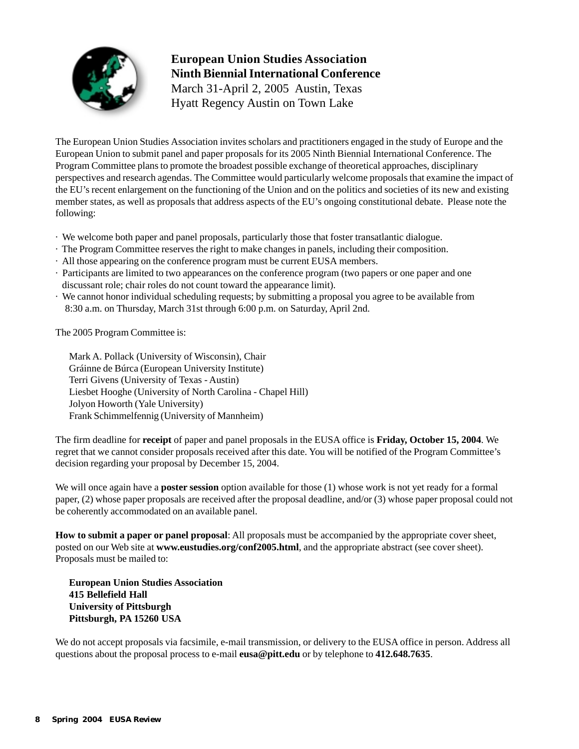**European Union Studies Association**
**Ninth Biennial International Conference**
March 31-April 2, 2005 Austin, Texas
Hyatt Regency Austin on Town Lake

The European Union Studies Association invites scholars and practitioners engaged in the study of Europe and the European Union to submit panel and paper proposals for its 2005 Ninth Biennial International Conference. The Program Committee plans to promote the broadest possible exchange of theoretical approaches, disciplinary perspectives and research agendas. The Committee would particularly welcome proposals that examine the impact of the EU's recent enlargement on the functioning of the Union and on the politics and societies of its new and existing member states, as well as proposals that address aspects of the EU's ongoing constitutional debate. Please note the following:

- We welcome both paper and panel proposals, particularly those that foster transatlantic dialogue.
- The Program Committee reserves the right to make changes in panels, including their composition.
- All those appearing on the conference program must be current EUSA members.
- Participants are limited to two appearances on the conference program (two papers or one paper and one discussant role; chair roles do not count toward the appearance limit).
- We cannot honor individual scheduling requests; by submitting a proposal you agree to be available from 8:30 a.m. on Thursday, March 31st through 6:00 p.m. on Saturday, April 2nd.

The 2005 Program Committee is:

Mark A. Pollack (University of Wisconsin), Chair
Gráinne de Búrca (European University Institute)
Terri Givens (University of Texas - Austin)
Liesbet Hooghe (University of North Carolina - Chapel Hill)
Jolyon Howorth (Yale University)
Frank Schimmelfennig (University of Mannheim)

The firm deadline for **receipt** of paper and panel proposals in the EUSA office is **Friday, October 15, 2004**. We regret that we cannot consider proposals received after this date. You will be notified of the Program Committee's decision regarding your proposal by December 15, 2004.

We will once again have a **poster session** option available for those (1) whose work is not yet ready for a formal paper, (2) whose paper proposals are received after the proposal deadline, and/or (3) whose paper proposal could not be coherently accommodated on an available panel.

**How to submit a paper or panel proposal**: All proposals must be accompanied by the appropriate cover sheet, posted on our Web site at **www.eustudies.org/conf2005.html**, and the appropriate abstract (see cover sheet). Proposals must be mailed to:

**European Union Studies Association**
**415 Bellefield Hall**
**University of Pittsburgh**
**Pittsburgh, PA 15260 USA**

We do not accept proposals via facsimile, e-mail transmission, or delivery to the EUSA office in person. Address all questions about the proposal process to e-mail **eusa@pitt.edu** or by telephone to **412.648.7635**.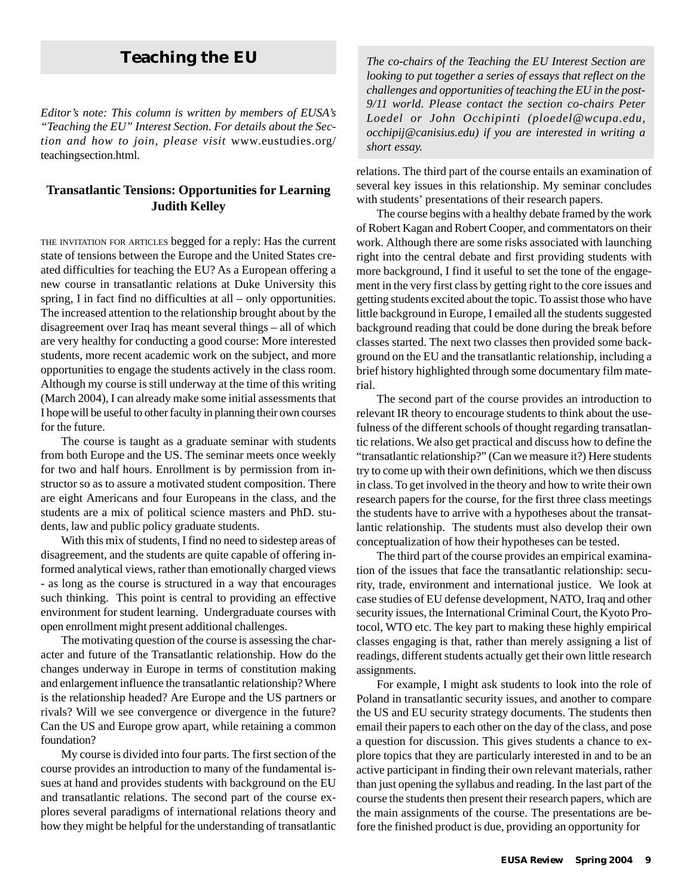# Teaching the EU

*Editor's note: This column is written by members of EUSA's "Teaching the EU" Interest Section. For details about the Section and how to join, please visit* www.eustudies.org/teachingsection.html.

*The co-chairs of the Teaching the EU Interest Section are looking to put together a series of essays that reflect on the challenges and opportunities of teaching the EU in the post-9/11 world. Please contact the section co-chairs Peter Loedel or John Occhipinti (ploedel@wcupa.edu, occhipij@canisius.edu) if you are interested in writing a short essay.*

## Transatlantic Tensions: Opportunities for Learning

**Judith Kelley**

THE INVITATION FOR ARTICLES begged for a reply: Has the current state of tensions between the Europe and the United States created difficulties for teaching the EU? As a European offering a new course in transatlantic relations at Duke University this spring, I in fact find no difficulties at all – only opportunities. The increased attention to the relationship brought about by the disagreement over Iraq has meant several things – all of which are very healthy for conducting a good course: More interested students, more recent academic work on the subject, and more opportunities to engage the students actively in the class room. Although my course is still underway at the time of this writing (March 2004), I can already make some initial assessments that I hope will be useful to other faculty in planning their own courses for the future.

The course is taught as a graduate seminar with students from both Europe and the US. The seminar meets once weekly for two and half hours. Enrollment is by permission from instructor so as to assure a motivated student composition. There are eight Americans and four Europeans in the class, and the students are a mix of political science masters and PhD. students, law and public policy graduate students.

With this mix of students, I find no need to sidestep areas of disagreement, and the students are quite capable of offering informed analytical views, rather than emotionally charged views - as long as the course is structured in a way that encourages such thinking. This point is central to providing an effective environment for student learning. Undergraduate courses with open enrollment might present additional challenges.

The motivating question of the course is assessing the character and future of the Transatlantic relationship. How do the changes underway in Europe in terms of constitution making and enlargement influence the transatlantic relationship? Where is the relationship headed? Are Europe and the US partners or rivals? Will we see convergence or divergence in the future? Can the US and Europe grow apart, while retaining a common foundation?

My course is divided into four parts. The first section of the course provides an introduction to many of the fundamental issues at hand and provides students with background on the EU and transatlantic relations. The second part of the course explores several paradigms of international relations theory and how they might be helpful for the understanding of transatlantic relations. The third part of the course entails an examination of several key issues in this relationship. My seminar concludes with students' presentations of their research papers.

The course begins with a healthy debate framed by the work of Robert Kagan and Robert Cooper, and commentators on their work. Although there are some risks associated with launching right into the central debate and first providing students with more background, I find it useful to set the tone of the engagement in the very first class by getting right to the core issues and getting students excited about the topic. To assist those who have little background in Europe, I emailed all the students suggested background reading that could be done during the break before classes started. The next two classes then provided some background on the EU and the transatlantic relationship, including a brief history highlighted through some documentary film material.

The second part of the course provides an introduction to relevant IR theory to encourage students to think about the usefulness of the different schools of thought regarding transatlantic relations. We also get practical and discuss how to define the "transatlantic relationship?" (Can we measure it?) Here students try to come up with their own definitions, which we then discuss in class. To get involved in the theory and how to write their own research papers for the course, for the first three class meetings the students have to arrive with a hypotheses about the transatlantic relationship. The students must also develop their own conceptualization of how their hypotheses can be tested.

The third part of the course provides an empirical examination of the issues that face the transatlantic relationship: security, trade, environment and international justice. We look at case studies of EU defense development, NATO, Iraq and other security issues, the International Criminal Court, the Kyoto Protocol, WTO etc. The key part to making these highly empirical classes engaging is that, rather than merely assigning a list of readings, different students actually get their own little research assignments.

For example, I might ask students to look into the role of Poland in transatlantic security issues, and another to compare the US and EU security strategy documents. The students then email their papers to each other on the day of the class, and pose a question for discussion. This gives students a chance to explore topics that they are particularly interested in and to be an active participant in finding their own relevant materials, rather than just opening the syllabus and reading. In the last part of the course the students then present their research papers, which are the main assignments of the course. The presentations are before the finished product is due, providing an opportunity for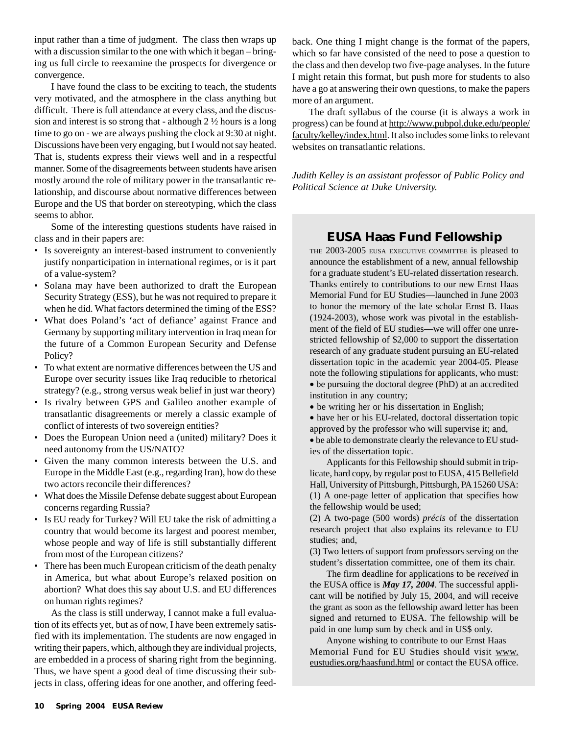input rather than a time of judgment. The class then wraps up with a discussion similar to the one with which it began – bringing us full circle to reexamine the prospects for divergence or convergence.

I have found the class to be exciting to teach, the students very motivated, and the atmosphere in the class anything but difficult. There is full attendance at every class, and the discussion and interest is so strong that - although 2 ½ hours is a long time to go on - we are always pushing the clock at 9:30 at night. Discussions have been very engaging, but I would not say heated. That is, students express their views well and in a respectful manner. Some of the disagreements between students have arisen mostly around the role of military power in the transatlantic relationship, and discourse about normative differences between Europe and the US that border on stereotyping, which the class seems to abhor.

Some of the interesting questions students have raised in class and in their papers are:

- Is sovereignty an interest-based instrument to conveniently justify nonparticipation in international regimes, or is it part of a value-system?
- Solana may have been authorized to draft the European Security Strategy (ESS), but he was not required to prepare it when he did. What factors determined the timing of the ESS?
- What does Poland's 'act of defiance' against France and Germany by supporting military intervention in Iraq mean for the future of a Common European Security and Defense Policy?
- To what extent are normative differences between the US and Europe over security issues like Iraq reducible to rhetorical strategy? (e.g., strong versus weak belief in just war theory)
- Is rivalry between GPS and Galileo another example of transatlantic disagreements or merely a classic example of conflict of interests of two sovereign entities?
- Does the European Union need a (united) military? Does it need autonomy from the US/NATO?
- Given the many common interests between the U.S. and Europe in the Middle East (e.g., regarding Iran), how do these two actors reconcile their differences?
- What does the Missile Defense debate suggest about European concerns regarding Russia?
- Is EU ready for Turkey? Will EU take the risk of admitting a country that would become its largest and poorest member, whose people and way of life is still substantially different from most of the European citizens?
- There has been much European criticism of the death penalty in America, but what about Europe's relaxed position on abortion? What does this say about U.S. and EU differences on human rights regimes?

As the class is still underway, I cannot make a full evaluation of its effects yet, but as of now, I have been extremely satisfied with its implementation. The students are now engaged in writing their papers, which, although they are individual projects, are embedded in a process of sharing right from the beginning. Thus, we have spent a good deal of time discussing their subjects in class, offering ideas for one another, and offering feedback. One thing I might change is the format of the papers, which so far have consisted of the need to pose a question to the class and then develop two five-page analyses. In the future I might retain this format, but push more for students to also have a go at answering their own questions, to make the papers more of an argument.

The draft syllabus of the course (it is always a work in progress) can be found at http://www.pubpol.duke.edu/people/faculty/kelley/index.html. It also includes some links to relevant websites on transatlantic relations.

*Judith Kelley is an assistant professor of Public Policy and Political Science at Duke University.*

## EUSA Haas Fund Fellowship

THE 2003-2005 EUSA EXECUTIVE COMMITTEE is pleased to announce the establishment of a new, annual fellowship for a graduate student's EU-related dissertation research. Thanks entirely to contributions to our new Ernst Haas Memorial Fund for EU Studies—launched in June 2003 to honor the memory of the late scholar Ernst B. Haas (1924-2003), whose work was pivotal in the establishment of the field of EU studies—we will offer one unrestricted fellowship of $2,000 to support the dissertation research of any graduate student pursuing an EU-related dissertation topic in the academic year 2004-05. Please note the following stipulations for applicants, who must:

- be pursuing the doctoral degree (PhD) at an accredited institution in any country;
- be writing her or his dissertation in English;
- have her or his EU-related, doctoral dissertation topic approved by the professor who will supervise it; and,
- be able to demonstrate clearly the relevance to EU studies of the dissertation topic.

Applicants for this Fellowship should submit in triplicate, hard copy, by regular post to EUSA, 415 Bellefield Hall, University of Pittsburgh, Pittsburgh, PA 15260 USA:

(1) A one-page letter of application that specifies how the fellowship would be used;

(2) A two-page (500 words) *précis* of the dissertation research project that also explains its relevance to EU studies; and,

(3) Two letters of support from professors serving on the student's dissertation committee, one of them its chair.

The firm deadline for applications to be *received* in the EUSA office is ***May 17, 2004***. The successful applicant will be notified by July 15, 2004, and will receive the grant as soon as the fellowship award letter has been signed and returned to EUSA. The fellowship will be paid in one lump sum by check and in US$ only.

Anyone wishing to contribute to our Ernst Haas Memorial Fund for EU Studies should visit www.eustudies.org/haasfund.html or contact the EUSA office.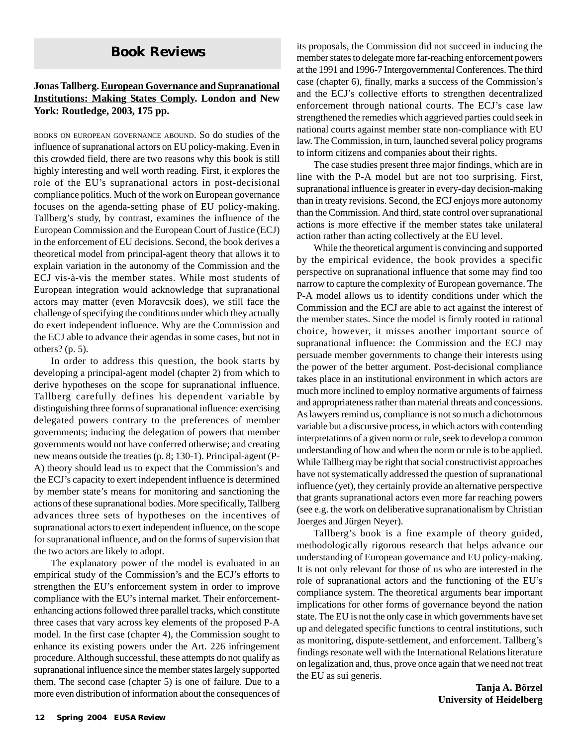# Book Reviews

**Jonas Tallberg. European Governance and Supranational Institutions: Making States Comply. London and New York: Routledge, 2003, 175 pp.**

BOOKS ON EUROPEAN GOVERNANCE ABOUND. So do studies of the influence of supranational actors on EU policy-making. Even in this crowded field, there are two reasons why this book is still highly interesting and well worth reading. First, it explores the role of the EU's supranational actors in post-decisional compliance politics. Much of the work on European governance focuses on the agenda-setting phase of EU policy-making. Tallberg's study, by contrast, examines the influence of the European Commission and the European Court of Justice (ECJ) in the enforcement of EU decisions. Second, the book derives a theoretical model from principal-agent theory that allows it to explain variation in the autonomy of the Commission and the ECJ vis-à-vis the member states. While most students of European integration would acknowledge that supranational actors may matter (even Moravcsik does), we still face the challenge of specifying the conditions under which they actually do exert independent influence. Why are the Commission and the ECJ able to advance their agendas in some cases, but not in others? (p. 5).

In order to address this question, the book starts by developing a principal-agent model (chapter 2) from which to derive hypotheses on the scope for supranational influence. Tallberg carefully defines his dependent variable by distinguishing three forms of supranational influence: exercising delegated powers contrary to the preferences of member governments; inducing the delegation of powers that member governments would not have conferred otherwise; and creating new means outside the treaties (p. 8; 130-1). Principal-agent (P-A) theory should lead us to expect that the Commission's and the ECJ's capacity to exert independent influence is determined by member state's means for monitoring and sanctioning the actions of these supranational bodies. More specifically, Tallberg advances three sets of hypotheses on the incentives of supranational actors to exert independent influence, on the scope for supranational influence, and on the forms of supervision that the two actors are likely to adopt.

The explanatory power of the model is evaluated in an empirical study of the Commission's and the ECJ's efforts to strengthen the EU's enforcement system in order to improve compliance with the EU's internal market. Their enforcement-enhancing actions followed three parallel tracks, which constitute three cases that vary across key elements of the proposed P-A model. In the first case (chapter 4), the Commission sought to enhance its existing powers under the Art. 226 infringement procedure. Although successful, these attempts do not qualify as supranational influence since the member states largely supported them. The second case (chapter 5) is one of failure. Due to a more even distribution of information about the consequences of its proposals, the Commission did not succeed in inducing the member states to delegate more far-reaching enforcement powers at the 1991 and 1996-7 Intergovernmental Conferences. The third case (chapter 6), finally, marks a success of the Commission's and the ECJ's collective efforts to strengthen decentralized enforcement through national courts. The ECJ's case law strengthened the remedies which aggrieved parties could seek in national courts against member state non-compliance with EU law. The Commission, in turn, launched several policy programs to inform citizens and companies about their rights.

The case studies present three major findings, which are in line with the P-A model but are not too surprising. First, supranational influence is greater in every-day decision-making than in treaty revisions. Second, the ECJ enjoys more autonomy than the Commission. And third, state control over supranational actions is more effective if the member states take unilateral action rather than acting collectively at the EU level.

While the theoretical argument is convincing and supported by the empirical evidence, the book provides a specific perspective on supranational influence that some may find too narrow to capture the complexity of European governance. The P-A model allows us to identify conditions under which the Commission and the ECJ are able to act against the interest of the member states. Since the model is firmly rooted in rational choice, however, it misses another important source of supranational influence: the Commission and the ECJ may persuade member governments to change their interests using the power of the better argument. Post-decisional compliance takes place in an institutional environment in which actors are much more inclined to employ normative arguments of fairness and appropriateness rather than material threats and concessions. As lawyers remind us, compliance is not so much a dichotomous variable but a discursive process, in which actors with contending interpretations of a given norm or rule, seek to develop a common understanding of how and when the norm or rule is to be applied. While Tallberg may be right that social constructivist approaches have not systematically addressed the question of supranational influence (yet), they certainly provide an alternative perspective that grants supranational actors even more far reaching powers (see e.g. the work on deliberative supranationalism by Christian Joerges and Jürgen Neyer).

Tallberg's book is a fine example of theory guided, methodologically rigorous research that helps advance our understanding of European governance and EU policy-making. It is not only relevant for those of us who are interested in the role of supranational actors and the functioning of the EU's compliance system. The theoretical arguments bear important implications for other forms of governance beyond the nation state. The EU is not the only case in which governments have set up and delegated specific functions to central institutions, such as monitoring, dispute-settlement, and enforcement. Tallberg's findings resonate well with the International Relations literature on legalization and, thus, prove once again that we need not treat the EU as sui generis.

**Tanja A. Börzel**
**University of Heidelberg**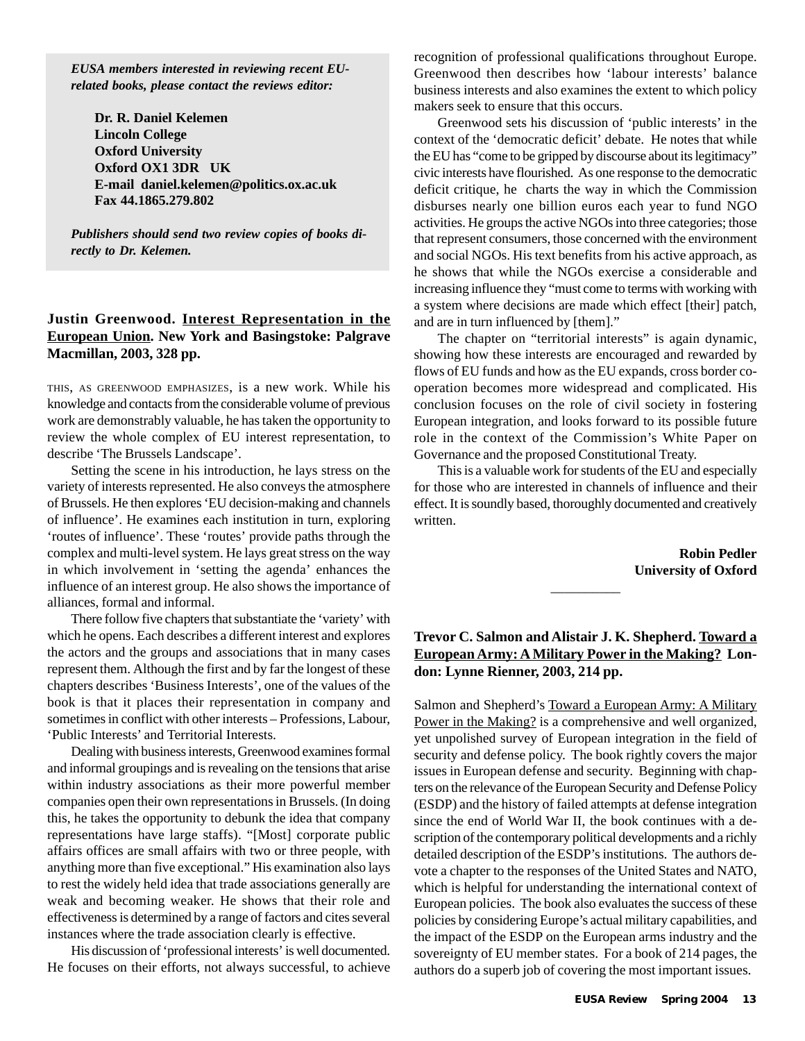*EUSA members interested in reviewing recent EU-related books, please contact the reviews editor:*

**Dr. R. Daniel Kelemen**
**Lincoln College**
**Oxford University**
**Oxford OX1 3DR UK**
**E-mail daniel.kelemen@politics.ox.ac.uk**
**Fax 44.1865.279.802**

*Publishers should send two review copies of books directly to Dr. Kelemen.*

**Justin Greenwood. Interest Representation in the European Union. New York and Basingstoke: Palgrave Macmillan, 2003, 328 pp.**

THIS, AS GREENWOOD EMPHASIZES, is a new work. While his knowledge and contacts from the considerable volume of previous work are demonstrably valuable, he has taken the opportunity to review the whole complex of EU interest representation, to describe 'The Brussels Landscape'.

Setting the scene in his introduction, he lays stress on the variety of interests represented. He also conveys the atmosphere of Brussels. He then explores 'EU decision-making and channels of influence'. He examines each institution in turn, exploring 'routes of influence'. These 'routes' provide paths through the complex and multi-level system. He lays great stress on the way in which involvement in 'setting the agenda' enhances the influence of an interest group. He also shows the importance of alliances, formal and informal.

There follow five chapters that substantiate the 'variety' with which he opens. Each describes a different interest and explores the actors and the groups and associations that in many cases represent them. Although the first and by far the longest of these chapters describes 'Business Interests', one of the values of the book is that it places their representation in company and sometimes in conflict with other interests – Professions, Labour, 'Public Interests' and Territorial Interests.

Dealing with business interests, Greenwood examines formal and informal groupings and is revealing on the tensions that arise within industry associations as their more powerful member companies open their own representations in Brussels. (In doing this, he takes the opportunity to debunk the idea that company representations have large staffs). "[Most] corporate public affairs offices are small affairs with two or three people, with anything more than five exceptional." His examination also lays to rest the widely held idea that trade associations generally are weak and becoming weaker. He shows that their role and effectiveness is determined by a range of factors and cites several instances where the trade association clearly is effective.

His discussion of 'professional interests' is well documented. He focuses on their efforts, not always successful, to achieve recognition of professional qualifications throughout Europe. Greenwood then describes how 'labour interests' balance business interests and also examines the extent to which policy makers seek to ensure that this occurs.

Greenwood sets his discussion of 'public interests' in the context of the 'democratic deficit' debate. He notes that while the EU has "come to be gripped by discourse about its legitimacy" civic interests have flourished. As one response to the democratic deficit critique, he charts the way in which the Commission disburses nearly one billion euros each year to fund NGO activities. He groups the active NGOs into three categories; those that represent consumers, those concerned with the environment and social NGOs. His text benefits from his active approach, as he shows that while the NGOs exercise a considerable and increasing influence they "must come to terms with working with a system where decisions are made which effect [their] patch, and are in turn influenced by [them]."

The chapter on "territorial interests" is again dynamic, showing how these interests are encouraged and rewarded by flows of EU funds and how as the EU expands, cross border co-operation becomes more widespread and complicated. His conclusion focuses on the role of civil society in fostering European integration, and looks forward to its possible future role in the context of the Commission's White Paper on Governance and the proposed Constitutional Treaty.

This is a valuable work for students of the EU and especially for those who are interested in channels of influence and their effect. It is soundly based, thoroughly documented and creatively written.

**Robin Pedler**
**University of Oxford**

---

**Trevor C. Salmon and Alistair J. K. Shepherd. Toward a European Army: A Military Power in the Making? London: Lynne Rienner, 2003, 214 pp.**

Salmon and Shepherd's Toward a European Army: A Military Power in the Making? is a comprehensive and well organized, yet unpolished survey of European integration in the field of security and defense policy. The book rightly covers the major issues in European defense and security. Beginning with chapters on the relevance of the European Security and Defense Policy (ESDP) and the history of failed attempts at defense integration since the end of World War II, the book continues with a description of the contemporary political developments and a richly detailed description of the ESDP's institutions. The authors devote a chapter to the responses of the United States and NATO, which is helpful for understanding the international context of European policies. The book also evaluates the success of these policies by considering Europe's actual military capabilities, and the impact of the ESDP on the European arms industry and the sovereignty of EU member states. For a book of 214 pages, the authors do a superb job of covering the most important issues.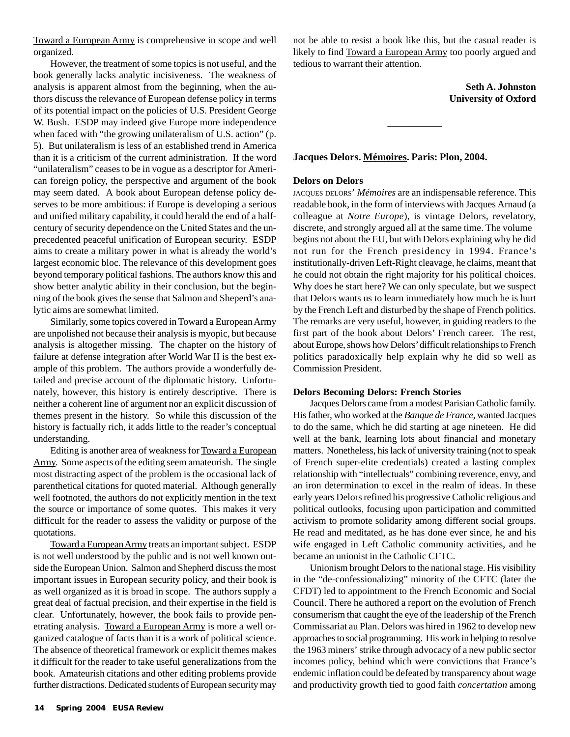Toward a European Army is comprehensive in scope and well organized.

However, the treatment of some topics is not useful, and the book generally lacks analytic incisiveness. The weakness of analysis is apparent almost from the beginning, when the authors discuss the relevance of European defense policy in terms of its potential impact on the policies of U.S. President George W. Bush. ESDP may indeed give Europe more independence when faced with "the growing unilateralism of U.S. action" (p. 5). But unilateralism is less of an established trend in America than it is a criticism of the current administration. If the word "unilateralism" ceases to be in vogue as a descriptor for American foreign policy, the perspective and argument of the book may seem dated. A book about European defense policy deserves to be more ambitious: if Europe is developing a serious and unified military capability, it could herald the end of a half-century of security dependence on the United States and the unprecedented peaceful unification of European security. ESDP aims to create a military power in what is already the world's largest economic bloc. The relevance of this development goes beyond temporary political fashions. The authors know this and show better analytic ability in their conclusion, but the beginning of the book gives the sense that Salmon and Sheperd's analytic aims are somewhat limited.

Similarly, some topics covered in Toward a European Army are unpolished not because their analysis is myopic, but because analysis is altogether missing. The chapter on the history of failure at defense integration after World War II is the best example of this problem. The authors provide a wonderfully detailed and precise account of the diplomatic history. Unfortunately, however, this history is entirely descriptive. There is neither a coherent line of argument nor an explicit discussion of themes present in the history. So while this discussion of the history is factually rich, it adds little to the reader's conceptual understanding.

Editing is another area of weakness for Toward a European Army. Some aspects of the editing seem amateurish. The single most distracting aspect of the problem is the occasional lack of parenthetical citations for quoted material. Although generally well footnoted, the authors do not explicitly mention in the text the source or importance of some quotes. This makes it very difficult for the reader to assess the validity or purpose of the quotations.

Toward a European Army treats an important subject. ESDP is not well understood by the public and is not well known outside the European Union. Salmon and Shepherd discuss the most important issues in European security policy, and their book is as well organized as it is broad in scope. The authors supply a great deal of factual precision, and their expertise in the field is clear. Unfortunately, however, the book fails to provide penetrating analysis. Toward a European Army is more a well organized catalogue of facts than it is a work of political science. The absence of theoretical framework or explicit themes makes it difficult for the reader to take useful generalizations from the book. Amateurish citations and other editing problems provide further distractions. Dedicated students of European security may not be able to resist a book like this, but the casual reader is likely to find Toward a European Army too poorly argued and tedious to warrant their attention.

**Seth A. Johnston**
**University of Oxford**

---

### Jacques Delors. Mémoires. Paris: Plon, 2004.

#### Delors on Delors

JACQUES DELORS' *Mémoires* are an indispensable reference. This readable book, in the form of interviews with Jacques Arnaud (a colleague at *Notre Europe*), is vintage Delors, revelatory, discrete, and strongly argued all at the same time. The volume begins not about the EU, but with Delors explaining why he did not run for the French presidency in 1994. France's institutionally-driven Left-Right cleavage, he claims, meant that he could not obtain the right majority for his political choices. Why does he start here? We can only speculate, but we suspect that Delors wants us to learn immediately how much he is hurt by the French Left and disturbed by the shape of French politics. The remarks are very useful, however, in guiding readers to the first part of the book about Delors' French career. The rest, about Europe, shows how Delors' difficult relationships to French politics paradoxically help explain why he did so well as Commission President.

#### Delors Becoming Delors: French Stories

Jacques Delors came from a modest Parisian Catholic family. His father, who worked at the *Banque de France*, wanted Jacques to do the same, which he did starting at age nineteen. He did well at the bank, learning lots about financial and monetary matters. Nonetheless, his lack of university training (not to speak of French super-elite credentials) created a lasting complex relationship with "intellectuals" combining reverence, envy, and an iron determination to excel in the realm of ideas. In these early years Delors refined his progressive Catholic religious and political outlooks, focusing upon participation and committed activism to promote solidarity among different social groups. He read and meditated, as he has done ever since, he and his wife engaged in Left Catholic community activities, and he became an unionist in the Catholic CFTC.

Unionism brought Delors to the national stage. His visibility in the "de-confessionalizing" minority of the CFTC (later the CFDT) led to appointment to the French Economic and Social Council. There he authored a report on the evolution of French consumerism that caught the eye of the leadership of the French Commissariat au Plan. Delors was hired in 1962 to develop new approaches to social programming. His work in helping to resolve the 1963 miners' strike through advocacy of a new public sector incomes policy, behind which were convictions that France's endemic inflation could be defeated by transparency about wage and productivity growth tied to good faith *concertation* among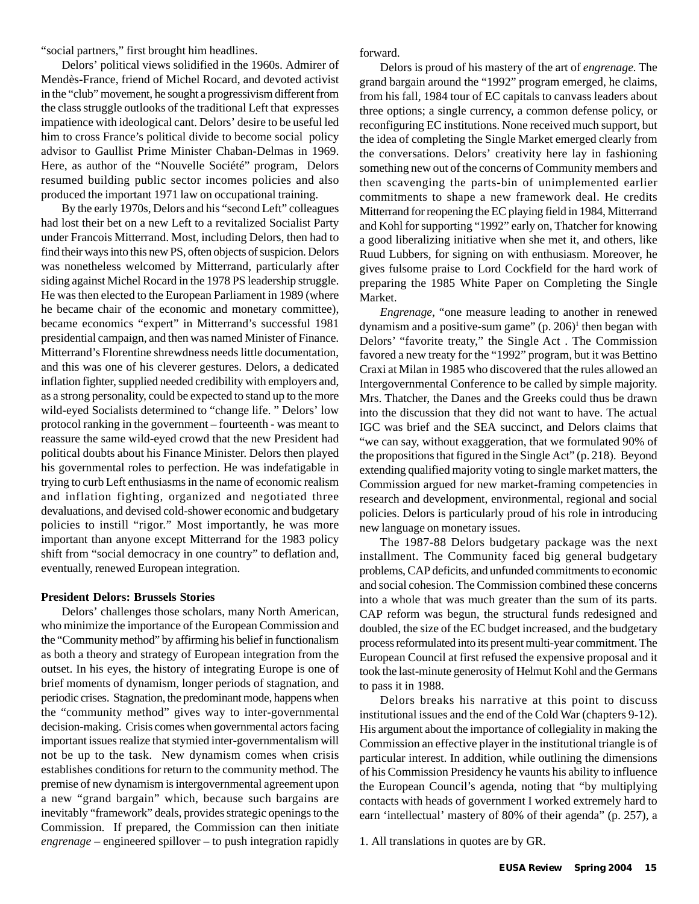"social partners," first brought him headlines.

Delors' political views solidified in the 1960s. Admirer of Mendès-France, friend of Michel Rocard, and devoted activist in the "club" movement, he sought a progressivism different from the class struggle outlooks of the traditional Left that expresses impatience with ideological cant. Delors' desire to be useful led him to cross France's political divide to become social policy advisor to Gaullist Prime Minister Chaban-Delmas in 1969. Here, as author of the "Nouvelle Société" program, Delors resumed building public sector incomes policies and also produced the important 1971 law on occupational training.

By the early 1970s, Delors and his "second Left" colleagues had lost their bet on a new Left to a revitalized Socialist Party under Francois Mitterrand. Most, including Delors, then had to find their ways into this new PS, often objects of suspicion. Delors was nonetheless welcomed by Mitterrand, particularly after siding against Michel Rocard in the 1978 PS leadership struggle. He was then elected to the European Parliament in 1989 (where he became chair of the economic and monetary committee), became economics "expert" in Mitterrand's successful 1981 presidential campaign, and then was named Minister of Finance. Mitterrand's Florentine shrewdness needs little documentation, and this was one of his cleverer gestures. Delors, a dedicated inflation fighter, supplied needed credibility with employers and, as a strong personality, could be expected to stand up to the more wild-eyed Socialists determined to "change life. " Delors' low protocol ranking in the government – fourteenth - was meant to reassure the same wild-eyed crowd that the new President had political doubts about his Finance Minister. Delors then played his governmental roles to perfection. He was indefatigable in trying to curb Left enthusiasms in the name of economic realism and inflation fighting, organized and negotiated three devaluations, and devised cold-shower economic and budgetary policies to instill "rigor." Most importantly, he was more important than anyone except Mitterrand for the 1983 policy shift from "social democracy in one country" to deflation and, eventually, renewed European integration.

**President Delors: Brussels Stories**

Delors' challenges those scholars, many North American, who minimize the importance of the European Commission and the "Community method" by affirming his belief in functionalism as both a theory and strategy of European integration from the outset. In his eyes, the history of integrating Europe is one of brief moments of dynamism, longer periods of stagnation, and periodic crises. Stagnation, the predominant mode, happens when the "community method" gives way to inter-governmental decision-making. Crisis comes when governmental actors facing important issues realize that stymied inter-governmentalism will not be up to the task. New dynamism comes when crisis establishes conditions for return to the community method. The premise of new dynamism is intergovernmental agreement upon a new "grand bargain" which, because such bargains are inevitably "framework" deals, provides strategic openings to the Commission. If prepared, the Commission can then initiate *engrenage* – engineered spillover – to push integration rapidly forward.

Delors is proud of his mastery of the art of *engrenage.* The grand bargain around the "1992" program emerged, he claims, from his fall, 1984 tour of EC capitals to canvass leaders about three options; a single currency, a common defense policy, or reconfiguring EC institutions. None received much support, but the idea of completing the Single Market emerged clearly from the conversations. Delors' creativity here lay in fashioning something new out of the concerns of Community members and then scavenging the parts-bin of unimplemented earlier commitments to shape a new framework deal. He credits Mitterrand for reopening the EC playing field in 1984, Mitterrand and Kohl for supporting "1992" early on, Thatcher for knowing a good liberalizing initiative when she met it, and others, like Ruud Lubbers, for signing on with enthusiasm. Moreover, he gives fulsome praise to Lord Cockfield for the hard work of preparing the 1985 White Paper on Completing the Single Market.

*Engrenage*, "one measure leading to another in renewed dynamism and a positive-sum game" (p. 206)[1] then began with Delors' "favorite treaty," the Single Act . The Commission favored a new treaty for the "1992" program, but it was Bettino Craxi at Milan in 1985 who discovered that the rules allowed an Intergovernmental Conference to be called by simple majority. Mrs. Thatcher, the Danes and the Greeks could thus be drawn into the discussion that they did not want to have. The actual IGC was brief and the SEA succinct, and Delors claims that "we can say, without exaggeration, that we formulated 90% of the propositions that figured in the Single Act" (p. 218). Beyond extending qualified majority voting to single market matters, the Commission argued for new market-framing competencies in research and development, environmental, regional and social policies. Delors is particularly proud of his role in introducing new language on monetary issues.

The 1987-88 Delors budgetary package was the next installment. The Community faced big general budgetary problems, CAP deficits, and unfunded commitments to economic and social cohesion. The Commission combined these concerns into a whole that was much greater than the sum of its parts. CAP reform was begun, the structural funds redesigned and doubled, the size of the EC budget increased, and the budgetary process reformulated into its present multi-year commitment. The European Council at first refused the expensive proposal and it took the last-minute generosity of Helmut Kohl and the Germans to pass it in 1988.

Delors breaks his narrative at this point to discuss institutional issues and the end of the Cold War (chapters 9-12). His argument about the importance of collegiality in making the Commission an effective player in the institutional triangle is of particular interest. In addition, while outlining the dimensions of his Commission Presidency he vaunts his ability to influence the European Council's agenda, noting that "by multiplying contacts with heads of government I worked extremely hard to earn 'intellectual' mastery of 80% of their agenda" (p. 257), a

1. All translations in quotes are by GR.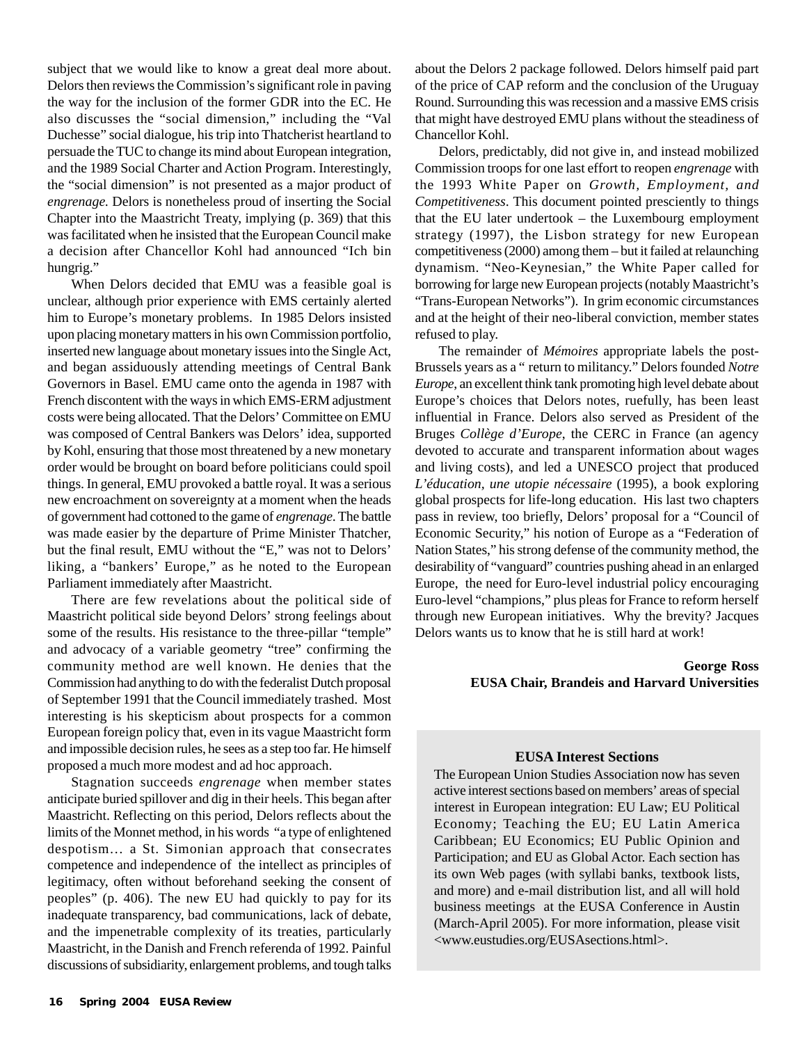subject that we would like to know a great deal more about. Delors then reviews the Commission's significant role in paving the way for the inclusion of the former GDR into the EC. He also discusses the "social dimension," including the "Val Duchesse" social dialogue, his trip into Thatcherist heartland to persuade the TUC to change its mind about European integration, and the 1989 Social Charter and Action Program. Interestingly, the "social dimension" is not presented as a major product of *engrenage.* Delors is nonetheless proud of inserting the Social Chapter into the Maastricht Treaty, implying (p. 369) that this was facilitated when he insisted that the European Council make a decision after Chancellor Kohl had announced "Ich bin hungrig."

When Delors decided that EMU was a feasible goal is unclear, although prior experience with EMS certainly alerted him to Europe's monetary problems. In 1985 Delors insisted upon placing monetary matters in his own Commission portfolio, inserted new language about monetary issues into the Single Act, and began assiduously attending meetings of Central Bank Governors in Basel. EMU came onto the agenda in 1987 with French discontent with the ways in which EMS-ERM adjustment costs were being allocated. That the Delors' Committee on EMU was composed of Central Bankers was Delors' idea, supported by Kohl, ensuring that those most threatened by a new monetary order would be brought on board before politicians could spoil things. In general, EMU provoked a battle royal. It was a serious new encroachment on sovereignty at a moment when the heads of government had cottoned to the game of *engrenage*. The battle was made easier by the departure of Prime Minister Thatcher, but the final result, EMU without the "E," was not to Delors' liking, a "bankers' Europe," as he noted to the European Parliament immediately after Maastricht.

There are few revelations about the political side of Maastricht political side beyond Delors' strong feelings about some of the results. His resistance to the three-pillar "temple" and advocacy of a variable geometry "tree" confirming the community method are well known. He denies that the Commission had anything to do with the federalist Dutch proposal of September 1991 that the Council immediately trashed. Most interesting is his skepticism about prospects for a common European foreign policy that, even in its vague Maastricht form and impossible decision rules, he sees as a step too far. He himself proposed a much more modest and ad hoc approach.

Stagnation succeeds *engrenage* when member states anticipate buried spillover and dig in their heels. This began after Maastricht. Reflecting on this period, Delors reflects about the limits of the Monnet method, in his words "a type of enlightened despotism… a St. Simonian approach that consecrates competence and independence of the intellect as principles of legitimacy, often without beforehand seeking the consent of peoples" (p. 406). The new EU had quickly to pay for its inadequate transparency, bad communications, lack of debate, and the impenetrable complexity of its treaties, particularly Maastricht, in the Danish and French referenda of 1992. Painful discussions of subsidiarity, enlargement problems, and tough talks about the Delors 2 package followed. Delors himself paid part of the price of CAP reform and the conclusion of the Uruguay Round. Surrounding this was recession and a massive EMS crisis that might have destroyed EMU plans without the steadiness of Chancellor Kohl.

Delors, predictably, did not give in, and instead mobilized Commission troops for one last effort to reopen *engrenage* with the 1993 White Paper on *Growth, Employment, and Competitiveness*. This document pointed presciently to things that the EU later undertook – the Luxembourg employment strategy (1997), the Lisbon strategy for new European competitiveness (2000) among them – but it failed at relaunching dynamism. "Neo-Keynesian," the White Paper called for borrowing for large new European projects (notably Maastricht's "Trans-European Networks"). In grim economic circumstances and at the height of their neo-liberal conviction, member states refused to play.

The remainder of *Mémoires* appropriate labels the post-Brussels years as a " return to militancy." Delors founded *Notre Europe*, an excellent think tank promoting high level debate about Europe's choices that Delors notes, ruefully, has been least influential in France. Delors also served as President of the Bruges *Collège d'Europe*, the CERC in France (an agency devoted to accurate and transparent information about wages and living costs), and led a UNESCO project that produced *L'éducation, une utopie nécessaire* (1995), a book exploring global prospects for life-long education. His last two chapters pass in review, too briefly, Delors' proposal for a "Council of Economic Security," his notion of Europe as a "Federation of Nation States," his strong defense of the community method, the desirability of "vanguard" countries pushing ahead in an enlarged Europe, the need for Euro-level industrial policy encouraging Euro-level "champions," plus pleas for France to reform herself through new European initiatives. Why the brevity? Jacques Delors wants us to know that he is still hard at work!

**George Ross**
**EUSA Chair, Brandeis and Harvard Universities**

### EUSA Interest Sections

The European Union Studies Association now has seven active interest sections based on members' areas of special interest in European integration: EU Law; EU Political Economy; Teaching the EU; EU Latin America Caribbean; EU Economics; EU Public Opinion and Participation; and EU as Global Actor. Each section has its own Web pages (with syllabi banks, textbook lists, and more) and e-mail distribution list, and all will hold business meetings at the EUSA Conference in Austin (March-April 2005). For more information, please visit <www.eustudies.org/EUSAsections.html>.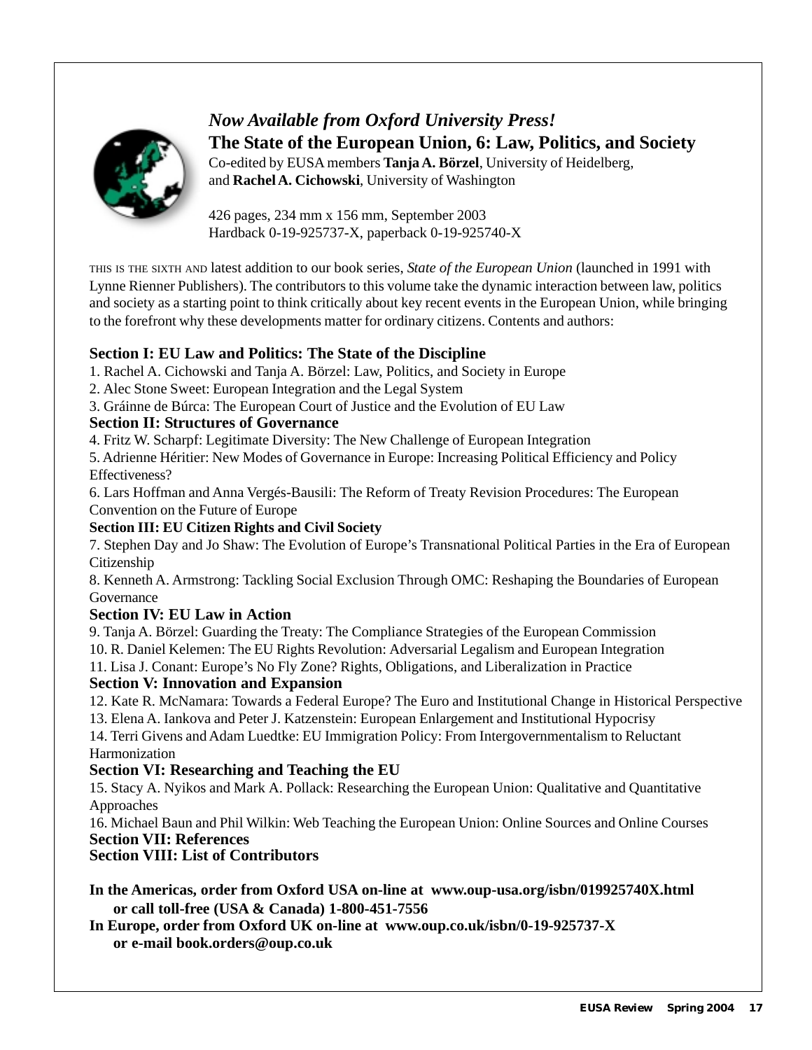*Now Available from Oxford University Press!*

**The State of the European Union, 6: Law, Politics, and Society**

Co-edited by EUSA members **Tanja A. Börzel**, University of Heidelberg, and **Rachel A. Cichowski**, University of Washington

426 pages, 234 mm x 156 mm, September 2003
Hardback 0-19-925737-X, paperback 0-19-925740-X

THIS IS THE SIXTH AND latest addition to our book series, *State of the European Union* (launched in 1991 with Lynne Rienner Publishers). The contributors to this volume take the dynamic interaction between law, politics and society as a starting point to think critically about key recent events in the European Union, while bringing to the forefront why these developments matter for ordinary citizens. Contents and authors:

**Section I: EU Law and Politics: The State of the Discipline**

1. Rachel A. Cichowski and Tanja A. Börzel: Law, Politics, and Society in Europe
2. Alec Stone Sweet: European Integration and the Legal System
3. Gráinne de Búrca: The European Court of Justice and the Evolution of EU Law

**Section II: Structures of Governance**

4. Fritz W. Scharpf: Legitimate Diversity: The New Challenge of European Integration
5. Adrienne Héritier: New Modes of Governance in Europe: Increasing Political Efficiency and Policy Effectiveness?
6. Lars Hoffman and Anna Vergés-Bausili: The Reform of Treaty Revision Procedures: The European Convention on the Future of Europe

**Section III: EU Citizen Rights and Civil Society**

7. Stephen Day and Jo Shaw: The Evolution of Europe's Transnational Political Parties in the Era of European Citizenship
8. Kenneth A. Armstrong: Tackling Social Exclusion Through OMC: Reshaping the Boundaries of European Governance

**Section IV: EU Law in Action**

9. Tanja A. Börzel: Guarding the Treaty: The Compliance Strategies of the European Commission
10. R. Daniel Kelemen: The EU Rights Revolution: Adversarial Legalism and European Integration
11. Lisa J. Conant: Europe's No Fly Zone? Rights, Obligations, and Liberalization in Practice

**Section V: Innovation and Expansion**

12. Kate R. McNamara: Towards a Federal Europe? The Euro and Institutional Change in Historical Perspective
13. Elena A. Iankova and Peter J. Katzenstein: European Enlargement and Institutional Hypocrisy
14. Terri Givens and Adam Luedtke: EU Immigration Policy: From Intergovernmentalism to Reluctant Harmonization

**Section VI: Researching and Teaching the EU**

15. Stacy A. Nyikos and Mark A. Pollack: Researching the European Union: Qualitative and Quantitative Approaches
16. Michael Baun and Phil Wilkin: Web Teaching the European Union: Online Sources and Online Courses

**Section VII: References**

**Section VIII: List of Contributors**

**In the Americas, order from Oxford USA on-line at www.oup-usa.org/isbn/019925740X.html or call toll-free (USA & Canada) 1-800-451-7556**

**In Europe, order from Oxford UK on-line at www.oup.co.uk/isbn/0-19-925737-X or e-mail book.orders@oup.co.uk**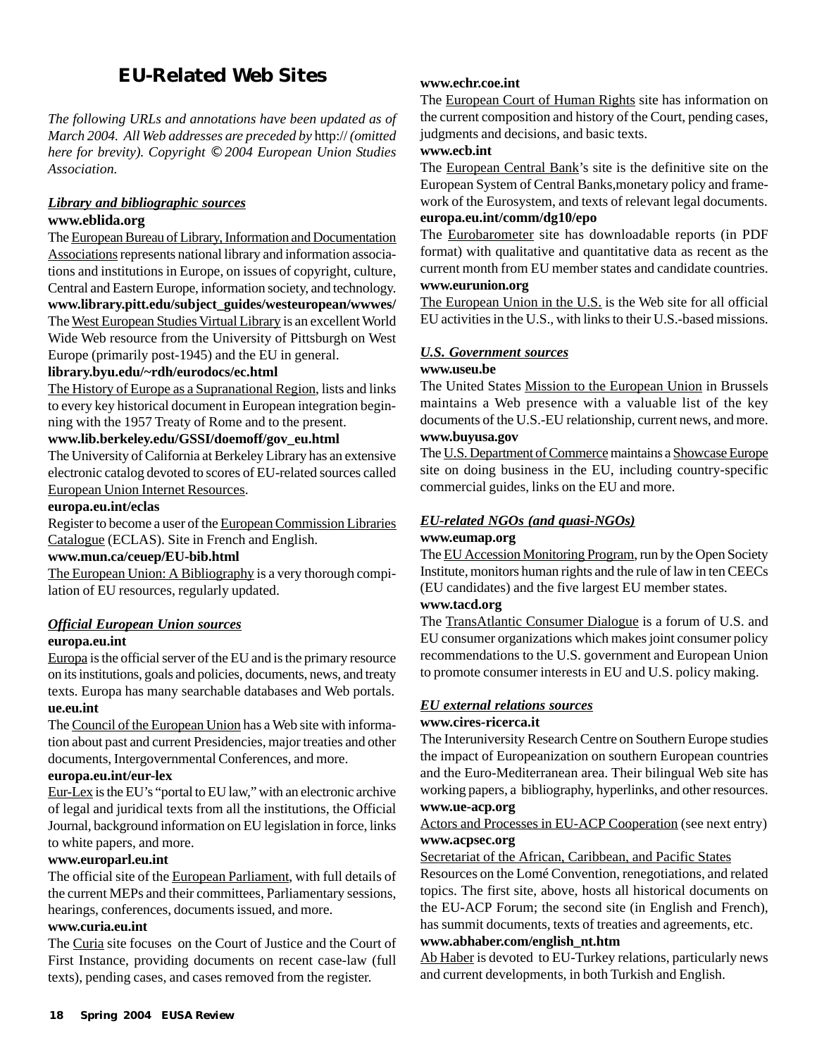# EU-Related Web Sites

*The following URLs and annotations have been updated as of March 2004. All Web addresses are preceded by* http:// *(omitted here for brevity). Copyright © 2004 European Union Studies Association.*

## *Library and bibliographic sources*

**www.eblida.org**
The European Bureau of Library, Information and Documentation Associations represents national library and information associations and institutions in Europe, on issues of copyright, culture, Central and Eastern Europe, information society, and technology.

**www.library.pitt.edu/subject_guides/westeuropean/wwwes/**
The West European Studies Virtual Library is an excellent World Wide Web resource from the University of Pittsburgh on West Europe (primarily post-1945) and the EU in general.

**library.byu.edu/~rdh/eurodocs/ec.html**
The History of Europe as a Supranational Region, lists and links to every key historical document in European integration beginning with the 1957 Treaty of Rome and to the present.

**www.lib.berkeley.edu/GSSI/doemoff/gov_eu.html**
The University of California at Berkeley Library has an extensive electronic catalog devoted to scores of EU-related sources called European Union Internet Resources.

**europa.eu.int/eclas**
Register to become a user of the European Commission Libraries Catalogue (ECLAS). Site in French and English.

**www.mun.ca/ceuep/EU-bib.html**
The European Union: A Bibliography is a very thorough compilation of EU resources, regularly updated.

## *Official European Union sources*

**europa.eu.int**
Europa is the official server of the EU and is the primary resource on its institutions, goals and policies, documents, news, and treaty texts. Europa has many searchable databases and Web portals.

**ue.eu.int**
The Council of the European Union has a Web site with information about past and current Presidencies, major treaties and other documents, Intergovernmental Conferences, and more.

**europa.eu.int/eur-lex**
Eur-Lex is the EU's "portal to EU law," with an electronic archive of legal and juridical texts from all the institutions, the Official Journal, background information on EU legislation in force, links to white papers, and more.

**www.europarl.eu.int**
The official site of the European Parliament, with full details of the current MEPs and their committees, Parliamentary sessions, hearings, conferences, documents issued, and more.

**www.curia.eu.int**
The Curia site focuses on the Court of Justice and the Court of First Instance, providing documents on recent case-law (full texts), pending cases, and cases removed from the register.

**www.echr.coe.int**
The European Court of Human Rights site has information on the current composition and history of the Court, pending cases, judgments and decisions, and basic texts.

**www.ecb.int**
The European Central Bank's site is the definitive site on the European System of Central Banks,monetary policy and framework of the Eurosystem, and texts of relevant legal documents.

**europa.eu.int/comm/dg10/epo**
The Eurobarometer site has downloadable reports (in PDF format) with qualitative and quantitative data as recent as the current month from EU member states and candidate countries.

**www.eurunion.org**
The European Union in the U.S. is the Web site for all official EU activities in the U.S., with links to their U.S.-based missions.

## *U.S. Government sources*

**www.useu.be**
The United States Mission to the European Union in Brussels maintains a Web presence with a valuable list of the key documents of the U.S.-EU relationship, current news, and more.

**www.buyusa.gov**
The U.S. Department of Commerce maintains a Showcase Europe site on doing business in the EU, including country-specific commercial guides, links on the EU and more.

## *EU-related NGOs (and quasi-NGOs)*

**www.eumap.org**
The EU Accession Monitoring Program, run by the Open Society Institute, monitors human rights and the rule of law in ten CEECs (EU candidates) and the five largest EU member states.

**www.tacd.org**
The TransAtlantic Consumer Dialogue is a forum of U.S. and EU consumer organizations which makes joint consumer policy recommendations to the U.S. government and European Union to promote consumer interests in EU and U.S. policy making.

## *EU external relations sources*

**www.cires-ricerca.it**
The Interuniversity Research Centre on Southern Europe studies the impact of Europeanization on southern European countries and the Euro-Mediterranean area. Their bilingual Web site has working papers, a bibliography, hyperlinks, and other resources.

**www.ue-acp.org**
Actors and Processes in EU-ACP Cooperation (see next entry)

**www.acpsec.org**
Secretariat of the African, Caribbean, and Pacific States
Resources on the Lomé Convention, renegotiations, and related topics. The first site, above, hosts all historical documents on the EU-ACP Forum; the second site (in English and French), has summit documents, texts of treaties and agreements, etc.

**www.abhaber.com/english_nt.htm**
Ab Haber is devoted to EU-Turkey relations, particularly news and current developments, in both Turkish and English.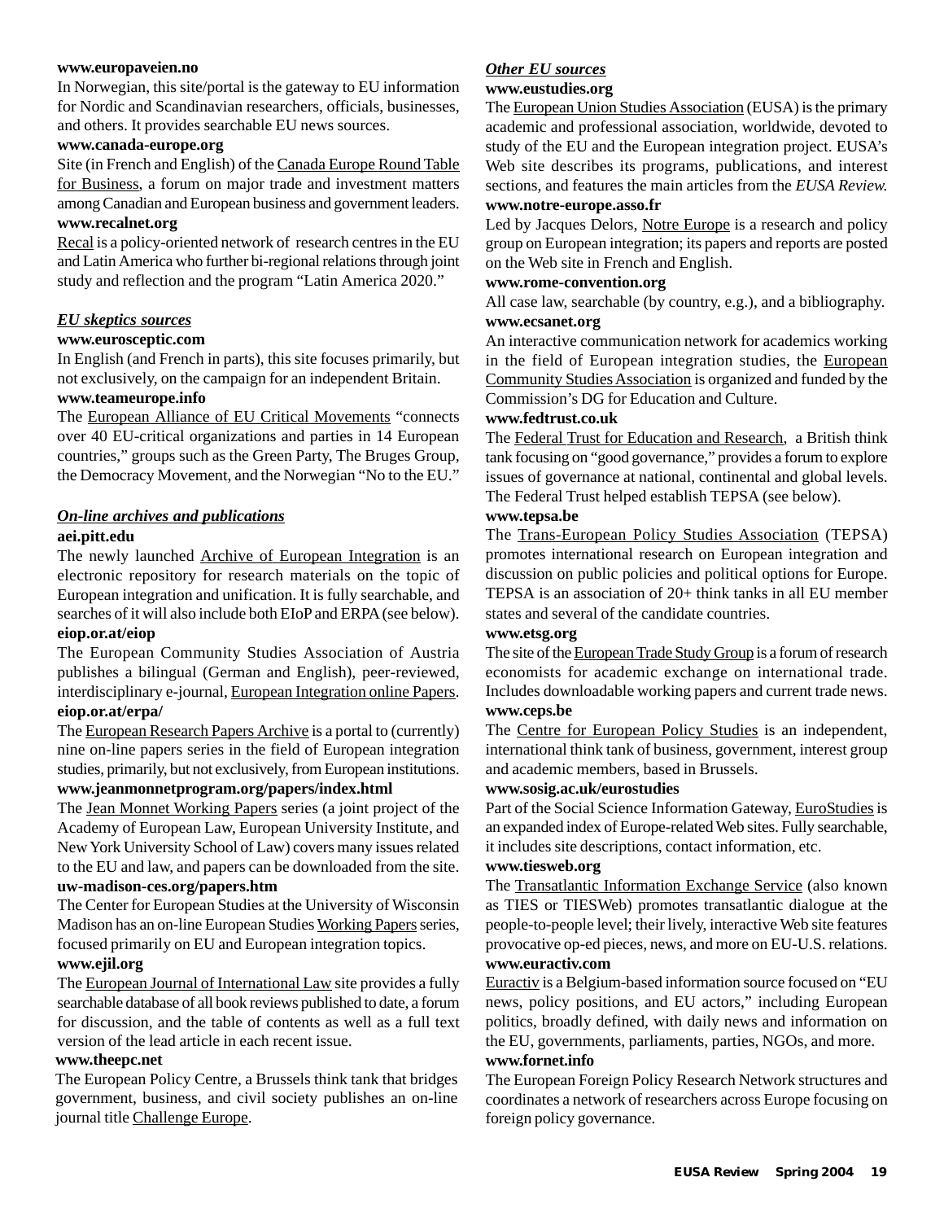**www.europaveien.no**

In Norwegian, this site/portal is the gateway to EU information for Nordic and Scandinavian researchers, officials, businesses, and others. It provides searchable EU news sources.

**www.canada-europe.org**

Site (in French and English) of the Canada Europe Round Table for Business, a forum on major trade and investment matters among Canadian and European business and government leaders.

**www.recalnet.org**

Recal is a policy-oriented network of research centres in the EU and Latin America who further bi-regional relations through joint study and reflection and the program "Latin America 2020."

### *EU skeptics sources*

**www.eurosceptic.com**

In English (and French in parts), this site focuses primarily, but not exclusively, on the campaign for an independent Britain.

**www.teameurope.info**

The European Alliance of EU Critical Movements "connects over 40 EU-critical organizations and parties in 14 European countries," groups such as the Green Party, The Bruges Group, the Democracy Movement, and the Norwegian "No to the EU."

### *On-line archives and publications*

**aei.pitt.edu**

The newly launched Archive of European Integration is an electronic repository for research materials on the topic of European integration and unification. It is fully searchable, and searches of it will also include both EIoP and ERPA (see below).

**eiop.or.at/eiop**

The European Community Studies Association of Austria publishes a bilingual (German and English), peer-reviewed, interdisciplinary e-journal, European Integration online Papers.

**eiop.or.at/erpa/**

The European Research Papers Archive is a portal to (currently) nine on-line papers series in the field of European integration studies, primarily, but not exclusively, from European institutions.

**www.jeanmonnetprogram.org/papers/index.html**

The Jean Monnet Working Papers series (a joint project of the Academy of European Law, European University Institute, and New York University School of Law) covers many issues related to the EU and law, and papers can be downloaded from the site.

**uw-madison-ces.org/papers.htm**

The Center for European Studies at the University of Wisconsin Madison has an on-line European Studies Working Papers series, focused primarily on EU and European integration topics.

**www.ejil.org**

The European Journal of International Law site provides a fully searchable database of all book reviews published to date, a forum for discussion, and the table of contents as well as a full text version of the lead article in each recent issue.

**www.theepc.net**

The European Policy Centre, a Brussels think tank that bridges government, business, and civil society publishes an on-line journal title Challenge Europe.

### *Other EU sources*

**www.eustudies.org**

The European Union Studies Association (EUSA) is the primary academic and professional association, worldwide, devoted to study of the EU and the European integration project. EUSA's Web site describes its programs, publications, and interest sections, and features the main articles from the *EUSA Review.*

**www.notre-europe.asso.fr**

Led by Jacques Delors, Notre Europe is a research and policy group on European integration; its papers and reports are posted on the Web site in French and English.

**www.rome-convention.org**

All case law, searchable (by country, e.g.), and a bibliography.

**www.ecsanet.org**

An interactive communication network for academics working in the field of European integration studies, the European Community Studies Association is organized and funded by the Commission's DG for Education and Culture.

**www.fedtrust.co.uk**

The Federal Trust for Education and Research, a British think tank focusing on "good governance," provides a forum to explore issues of governance at national, continental and global levels. The Federal Trust helped establish TEPSA (see below).

**www.tepsa.be**

The Trans-European Policy Studies Association (TEPSA) promotes international research on European integration and discussion on public policies and political options for Europe. TEPSA is an association of 20+ think tanks in all EU member states and several of the candidate countries.

**www.etsg.org**

The site of the European Trade Study Group is a forum of research economists for academic exchange on international trade. Includes downloadable working papers and current trade news.

**www.ceps.be**

The Centre for European Policy Studies is an independent, international think tank of business, government, interest group and academic members, based in Brussels.

**www.sosig.ac.uk/eurostudies**

Part of the Social Science Information Gateway, EuroStudies is an expanded index of Europe-related Web sites. Fully searchable, it includes site descriptions, contact information, etc.

**www.tiesweb.org**

The Transatlantic Information Exchange Service (also known as TIES or TIESWeb) promotes transatlantic dialogue at the people-to-people level; their lively, interactive Web site features provocative op-ed pieces, news, and more on EU-U.S. relations.

**www.euractiv.com**

Euractiv is a Belgium-based information source focused on "EU news, policy positions, and EU actors," including European politics, broadly defined, with daily news and information on the EU, governments, parliaments, parties, NGOs, and more.

**www.fornet.info**

The European Foreign Policy Research Network structures and coordinates a network of researchers across Europe focusing on foreign policy governance.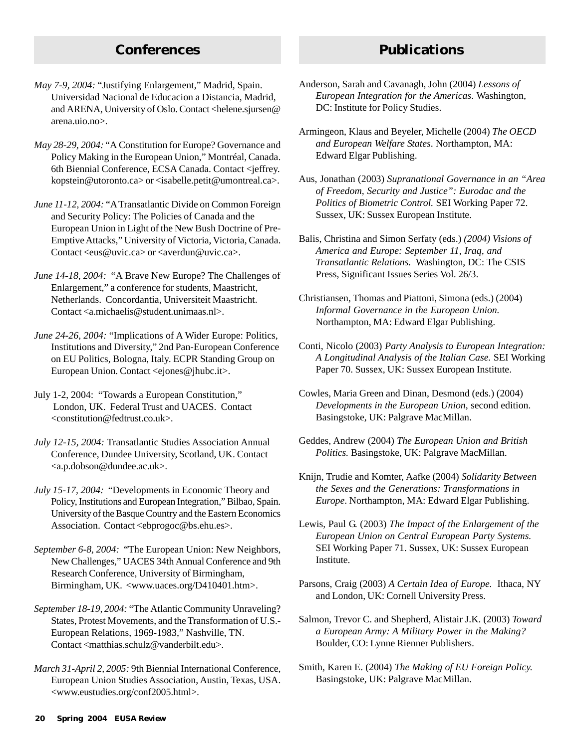## Conferences

*May 7-9, 2004:* "Justifying Enlargement," Madrid, Spain. Universidad Nacional de Educacion a Distancia, Madrid, and ARENA, University of Oslo. Contact <helene.sjursen@arena.uio.no>.

*May 28-29, 2004:* "A Constitution for Europe? Governance and Policy Making in the European Union," Montréal, Canada. 6th Biennial Conference, ECSA Canada. Contact <jeffrey.kopstein@utoronto.ca> or <isabelle.petit@umontreal.ca>.

*June 11-12, 2004:* "A Transatlantic Divide on Common Foreign and Security Policy: The Policies of Canada and the European Union in Light of the New Bush Doctrine of Pre-Emptive Attacks," University of Victoria, Victoria, Canada. Contact <eus@uvic.ca> or <averdun@uvic.ca>.

*June 14-18, 2004:* "A Brave New Europe? The Challenges of Enlargement," a conference for students, Maastricht, Netherlands. Concordantia, Universiteit Maastricht. Contact <a.michaelis@student.unimaas.nl>.

*June 24-26, 2004:* "Implications of A Wider Europe: Politics, Institutions and Diversity," 2nd Pan-European Conference on EU Politics, Bologna, Italy. ECPR Standing Group on European Union. Contact <ejones@jhubc.it>.

July 1-2, 2004: "Towards a European Constitution," London, UK. Federal Trust and UACES. Contact <constitution@fedtrust.co.uk>.

*July 12-15, 2004:* Transatlantic Studies Association Annual Conference, Dundee University, Scotland, UK. Contact <a.p.dobson@dundee.ac.uk>.

*July 15-17, 2004:* "Developments in Economic Theory and Policy, Institutions and European Integration," Bilbao, Spain. University of the Basque Country and the Eastern Economics Association. Contact <ebprogoc@bs.ehu.es>.

*September 6-8, 2004:* "The European Union: New Neighbors, New Challenges," UACES 34th Annual Conference and 9th Research Conference, University of Birmingham, Birmingham, UK. <www.uaces.org/D410401.htm>.

*September 18-19, 2004:* "The Atlantic Community Unraveling? States, Protest Movements, and the Transformation of U.S.-European Relations, 1969-1983," Nashville, TN. Contact <matthias.schulz@vanderbilt.edu>.

*March 31-April 2, 2005:* 9th Biennial International Conference, European Union Studies Association, Austin, Texas, USA. <www.eustudies.org/conf2005.html>.

## Publications

Anderson, Sarah and Cavanagh, John (2004) *Lessons of European Integration for the Americas*. Washington, DC: Institute for Policy Studies.

Armingeon, Klaus and Beyeler, Michelle (2004) *The OECD and European Welfare States*. Northampton, MA: Edward Elgar Publishing.

Aus, Jonathan (2003) *Supranational Governance in an "Area of Freedom, Security and Justice": Eurodac and the Politics of Biometric Control.* SEI Working Paper 72. Sussex, UK: Sussex European Institute.

Balis, Christina and Simon Serfaty (eds.) *(2004) Visions of America and Europe: September 11, Iraq, and Transatlantic Relations.* Washington, DC: The CSIS Press, Significant Issues Series Vol. 26/3.

Christiansen, Thomas and Piattoni, Simona (eds.) (2004) *Informal Governance in the European Union.* Northampton, MA: Edward Elgar Publishing.

Conti, Nicolo (2003) *Party Analysis to European Integration: A Longitudinal Analysis of the Italian Case.* SEI Working Paper 70. Sussex, UK: Sussex European Institute.

Cowles, Maria Green and Dinan, Desmond (eds.) (2004) *Developments in the European Union*, second edition. Basingstoke, UK: Palgrave MacMillan.

Geddes, Andrew (2004) *The European Union and British Politics.* Basingstoke, UK: Palgrave MacMillan.

Knijn, Trudie and Komter, Aafke (2004) *Solidarity Between the Sexes and the Generations: Transformations in Europe*. Northampton, MA: Edward Elgar Publishing.

Lewis, Paul G. (2003) *The Impact of the Enlargement of the European Union on Central European Party Systems.* SEI Working Paper 71. Sussex, UK: Sussex European Institute.

Parsons, Craig (2003) *A Certain Idea of Europe.* Ithaca, NY and London, UK: Cornell University Press.

Salmon, Trevor C. and Shepherd, Alistair J.K. (2003) *Toward a European Army: A Military Power in the Making?* Boulder, CO: Lynne Rienner Publishers.

Smith, Karen E. (2004) *The Making of EU Foreign Policy.* Basingstoke, UK: Palgrave MacMillan.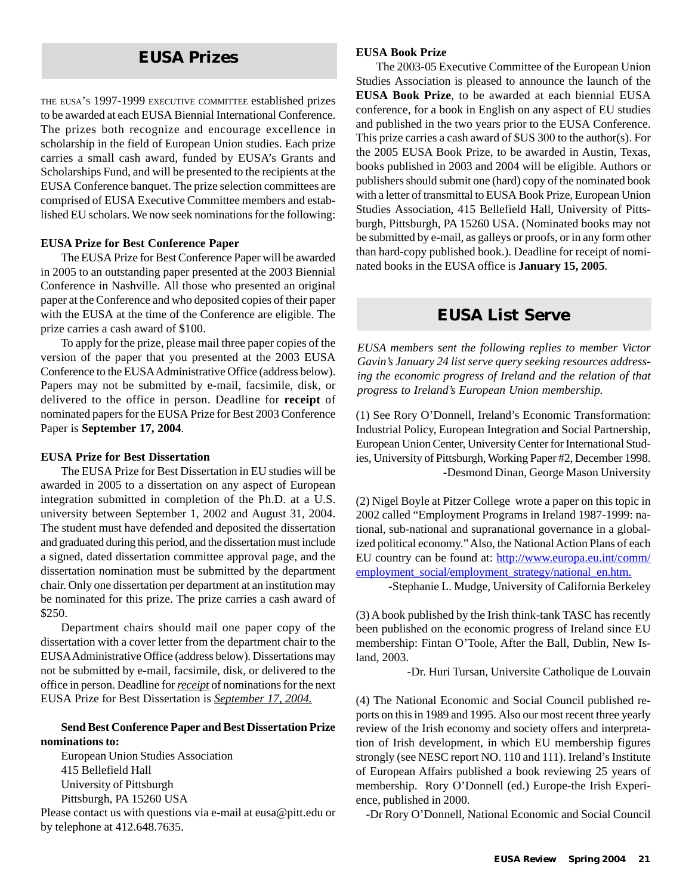## EUSA Prizes

THE EUSA'S 1997-1999 EXECUTIVE COMMITTEE established prizes to be awarded at each EUSA Biennial International Conference. The prizes both recognize and encourage excellence in scholarship in the field of European Union studies. Each prize carries a small cash award, funded by EUSA's Grants and Scholarships Fund, and will be presented to the recipients at the EUSA Conference banquet. The prize selection committees are comprised of EUSA Executive Committee members and established EU scholars. We now seek nominations for the following:

### EUSA Prize for Best Conference Paper

The EUSA Prize for Best Conference Paper will be awarded in 2005 to an outstanding paper presented at the 2003 Biennial Conference in Nashville. All those who presented an original paper at the Conference and who deposited copies of their paper with the EUSA at the time of the Conference are eligible. The prize carries a cash award of $100.

To apply for the prize, please mail three paper copies of the version of the paper that you presented at the 2003 EUSA Conference to the EUSA Administrative Office (address below). Papers may not be submitted by e-mail, facsimile, disk, or delivered to the office in person. Deadline for **receipt** of nominated papers for the EUSA Prize for Best 2003 Conference Paper is **September 17, 2004**.

### EUSA Prize for Best Dissertation

The EUSA Prize for Best Dissertation in EU studies will be awarded in 2005 to a dissertation on any aspect of European integration submitted in completion of the Ph.D. at a U.S. university between September 1, 2002 and August 31, 2004. The student must have defended and deposited the dissertation and graduated during this period, and the dissertation must include a signed, dated dissertation committee approval page, and the dissertation nomination must be submitted by the department chair. Only one dissertation per department at an institution may be nominated for this prize. The prize carries a cash award of $250.

Department chairs should mail one paper copy of the dissertation with a cover letter from the department chair to the EUSA Administrative Office (address below). Dissertations may not be submitted by e-mail, facsimile, disk, or delivered to the office in person. Deadline for *receipt* of nominations for the next EUSA Prize for Best Dissertation is *September 17, 2004.*

**Send Best Conference Paper and Best Dissertation Prize nominations to:**

European Union Studies Association
415 Bellefield Hall
University of Pittsburgh
Pittsburgh, PA 15260 USA

Please contact us with questions via e-mail at eusa@pitt.edu or by telephone at 412.648.7635.

### EUSA Book Prize

The 2003-05 Executive Committee of the European Union Studies Association is pleased to announce the launch of the **EUSA Book Prize**, to be awarded at each biennial EUSA conference, for a book in English on any aspect of EU studies and published in the two years prior to the EUSA Conference. This prize carries a cash award of $US 300 to the author(s). For the 2005 EUSA Book Prize, to be awarded in Austin, Texas, books published in 2003 and 2004 will be eligible. Authors or publishers should submit one (hard) copy of the nominated book with a letter of transmittal to EUSA Book Prize, European Union Studies Association, 415 Bellefield Hall, University of Pittsburgh, Pittsburgh, PA 15260 USA. (Nominated books may not be submitted by e-mail, as galleys or proofs, or in any form other than hard-copy published book.). Deadline for receipt of nominated books in the EUSA office is **January 15, 2005**.

## EUSA List Serve

*EUSA members sent the following replies to member Victor Gavin's January 24 list serve query seeking resources addressing the economic progress of Ireland and the relation of that progress to Ireland's European Union membership.*

(1) See Rory O'Donnell, Ireland's Economic Transformation: Industrial Policy, European Integration and Social Partnership, European Union Center, University Center for International Studies, University of Pittsburgh, Working Paper #2, December 1998.

-Desmond Dinan, George Mason University

(2) Nigel Boyle at Pitzer College wrote a paper on this topic in 2002 called "Employment Programs in Ireland 1987-1999: national, sub-national and supranational governance in a globalized political economy." Also, the National Action Plans of each EU country can be found at: http://www.europa.eu.int/comm/employment_social/employment_strategy/national_en.htm.

-Stephanie L. Mudge, University of California Berkeley

(3) A book published by the Irish think-tank TASC has recently been published on the economic progress of Ireland since EU membership: Fintan O'Toole, After the Ball, Dublin, New Island, 2003.

-Dr. Huri Tursan, Universite Catholique de Louvain

(4) The National Economic and Social Council published reports on this in 1989 and 1995. Also our most recent three yearly review of the Irish economy and society offers and interpretation of Irish development, in which EU membership figures strongly (see NESC report NO. 110 and 111). Ireland's Institute of European Affairs published a book reviewing 25 years of membership. Rory O'Donnell (ed.) Europe-the Irish Experience, published in 2000.

-Dr Rory O'Donnell, National Economic and Social Council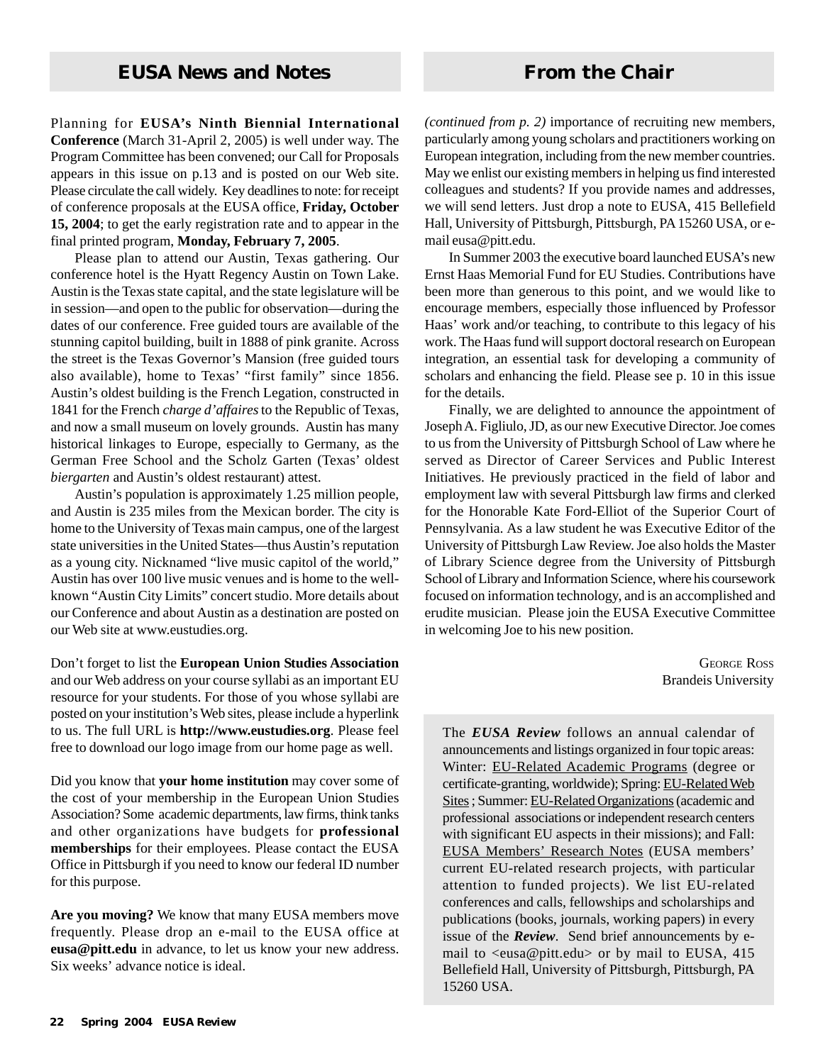## EUSA News and Notes

Planning for **EUSA's Ninth Biennial International Conference** (March 31-April 2, 2005) is well under way. The Program Committee has been convened; our Call for Proposals appears in this issue on p.13 and is posted on our Web site. Please circulate the call widely. Key deadlines to note: for receipt of conference proposals at the EUSA office, **Friday, October 15, 2004**; to get the early registration rate and to appear in the final printed program, **Monday, February 7, 2005**.

Please plan to attend our Austin, Texas gathering. Our conference hotel is the Hyatt Regency Austin on Town Lake. Austin is the Texas state capital, and the state legislature will be in session—and open to the public for observation—during the dates of our conference. Free guided tours are available of the stunning capitol building, built in 1888 of pink granite. Across the street is the Texas Governor's Mansion (free guided tours also available), home to Texas' "first family" since 1856. Austin's oldest building is the French Legation, constructed in 1841 for the French *charge d'affaires* to the Republic of Texas, and now a small museum on lovely grounds. Austin has many historical linkages to Europe, especially to Germany, as the German Free School and the Scholz Garten (Texas' oldest *biergarten* and Austin's oldest restaurant) attest.

Austin's population is approximately 1.25 million people, and Austin is 235 miles from the Mexican border. The city is home to the University of Texas main campus, one of the largest state universities in the United States—thus Austin's reputation as a young city. Nicknamed "live music capitol of the world," Austin has over 100 live music venues and is home to the well-known "Austin City Limits" concert studio. More details about our Conference and about Austin as a destination are posted on our Web site at www.eustudies.org.

Don't forget to list the **European Union Studies Association** and our Web address on your course syllabi as an important EU resource for your students. For those of you whose syllabi are posted on your institution's Web sites, please include a hyperlink to us. The full URL is **http://www.eustudies.org**. Please feel free to download our logo image from our home page as well.

Did you know that **your home institution** may cover some of the cost of your membership in the European Union Studies Association? Some academic departments, law firms, think tanks and other organizations have budgets for **professional memberships** for their employees. Please contact the EUSA Office in Pittsburgh if you need to know our federal ID number for this purpose.

**Are you moving?** We know that many EUSA members move frequently. Please drop an e-mail to the EUSA office at **eusa@pitt.edu** in advance, to let us know your new address. Six weeks' advance notice is ideal.

## From the Chair

*(continued from p. 2)* importance of recruiting new members, particularly among young scholars and practitioners working on European integration, including from the new member countries. May we enlist our existing members in helping us find interested colleagues and students? If you provide names and addresses, we will send letters. Just drop a note to EUSA, 415 Bellefield Hall, University of Pittsburgh, Pittsburgh, PA 15260 USA, or e-mail eusa@pitt.edu.

In Summer 2003 the executive board launched EUSA's new Ernst Haas Memorial Fund for EU Studies. Contributions have been more than generous to this point, and we would like to encourage members, especially those influenced by Professor Haas' work and/or teaching, to contribute to this legacy of his work. The Haas fund will support doctoral research on European integration, an essential task for developing a community of scholars and enhancing the field. Please see p. 10 in this issue for the details.

Finally, we are delighted to announce the appointment of Joseph A. Figliulo, JD, as our new Executive Director. Joe comes to us from the University of Pittsburgh School of Law where he served as Director of Career Services and Public Interest Initiatives. He previously practiced in the field of labor and employment law with several Pittsburgh law firms and clerked for the Honorable Kate Ford-Elliot of the Superior Court of Pennsylvania. As a law student he was Executive Editor of the University of Pittsburgh Law Review. Joe also holds the Master of Library Science degree from the University of Pittsburgh School of Library and Information Science, where his coursework focused on information technology, and is an accomplished and erudite musician. Please join the EUSA Executive Committee in welcoming Joe to his new position.

George Ross
Brandeis University

The ***EUSA Review*** follows an annual calendar of announcements and listings organized in four topic areas: Winter: EU-Related Academic Programs (degree or certificate-granting, worldwide); Spring: EU-Related Web Sites ; Summer: EU-Related Organizations (academic and professional associations or independent research centers with significant EU aspects in their missions); and Fall: EUSA Members' Research Notes (EUSA members' current EU-related research projects, with particular attention to funded projects). We list EU-related conferences and calls, fellowships and scholarships and publications (books, journals, working papers) in every issue of the ***Review***. Send brief announcements by e-mail to <eusa@pitt.edu> or by mail to EUSA, 415 Bellefield Hall, University of Pittsburgh, Pittsburgh, PA 15260 USA.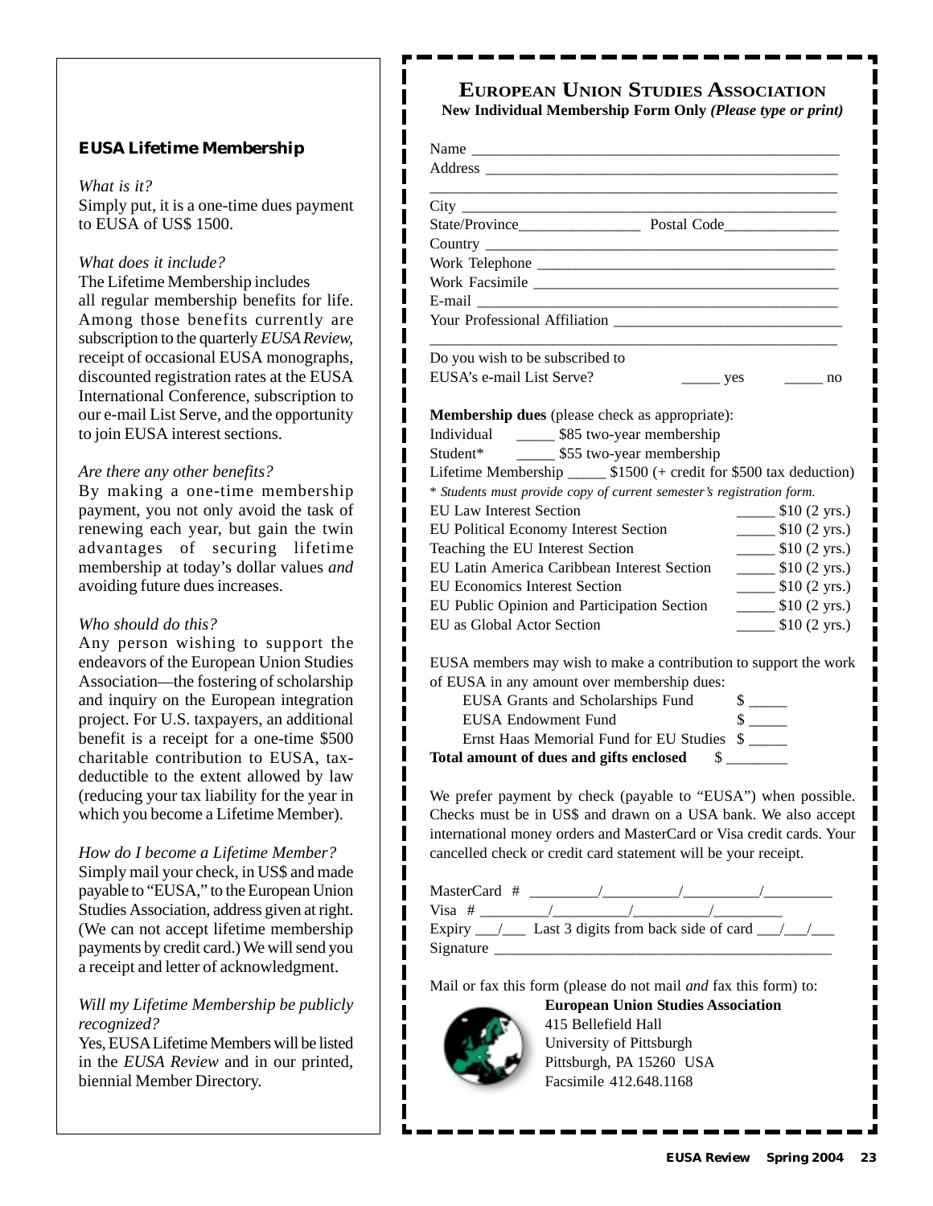## EUSA Lifetime Membership

*What is it?*

Simply put, it is a one-time dues payment to EUSA of US$ 1500.

*What does it include?*

The Lifetime Membership includes all regular membership benefits for life. Among those benefits currently are subscription to the quarterly *EUSA Review,* receipt of occasional EUSA monographs, discounted registration rates at the EUSA International Conference, subscription to our e-mail List Serve, and the opportunity to join EUSA interest sections.

*Are there any other benefits?*

By making a one-time membership payment, you not only avoid the task of renewing each year, but gain the twin advantages of securing lifetime membership at today's dollar values *and* avoiding future dues increases.

*Who should do this?*

Any person wishing to support the endeavors of the European Union Studies Association—the fostering of scholarship and inquiry on the European integration project. For U.S. taxpayers, an additional benefit is a receipt for a one-time $500 charitable contribution to EUSA, tax-deductible to the extent allowed by law (reducing your tax liability for the year in which you become a Lifetime Member).

*How do I become a Lifetime Member?*

Simply mail your check, in US$ and made payable to "EUSA," to the European Union Studies Association, address given at right. (We can not accept lifetime membership payments by credit card.) We will send you a receipt and letter of acknowledgment.

*Will my Lifetime Membership be publicly recognized?*

Yes, EUSA Lifetime Members will be listed in the *EUSA Review* and in our printed, biennial Member Directory.

## European Union Studies Association

**New Individual Membership Form Only** ***(Please type or print)***

Name ______________________________________________
Address ____________________________________________
____________________________________________________
City ________________________________________________
State/Province_______________ Postal Code______________
Country _____________________________________________
Work Telephone _______________________________________
Work Facsimile ________________________________________
E-mail ______________________________________________
Your Professional Affiliation ____________________________
____________________________________________________

Do you wish to be subscribed to
EUSA's e-mail List Serve? _____ yes _____ no

**Membership dues** (please check as appropriate):

Individual _____ $85 two-year membership
Student* _____ $55 two-year membership
Lifetime Membership _____ $1500 (+ credit for $500 tax deduction)

\* *Students must provide copy of current semester's registration form.*

EU Law Interest Section _____ $10 (2 yrs.)
EU Political Economy Interest Section _____ $10 (2 yrs.)
Teaching the EU Interest Section _____ $10 (2 yrs.)
EU Latin America Caribbean Interest Section _____ $10 (2 yrs.)
EU Economics Interest Section _____ $10 (2 yrs.)
EU Public Opinion and Participation Section _____ $10 (2 yrs.)
EU as Global Actor Section _____ $10 (2 yrs.)

EUSA members may wish to make a contribution to support the work of EUSA in any amount over membership dues:

EUSA Grants and Scholarships Fund $ _____
EUSA Endowment Fund $ _____
Ernst Haas Memorial Fund for EU Studies $ _____
**Total amount of dues and gifts enclosed** $ ________

We prefer payment by check (payable to "EUSA") when possible. Checks must be in US$ and drawn on a USA bank. We also accept international money orders and MasterCard or Visa credit cards. Your cancelled check or credit card statement will be your receipt.

MasterCard # _________/__________/__________/_________
Visa # _________/__________/__________/_________
Expiry ___/___ Last 3 digits from back side of card ___/___/___
Signature ____________________________________________

Mail or fax this form (please do not mail *and* fax this form) to:

**European Union Studies Association**
415 Bellefield Hall
University of Pittsburgh
Pittsburgh, PA 15260 USA
Facsimile 412.648.1168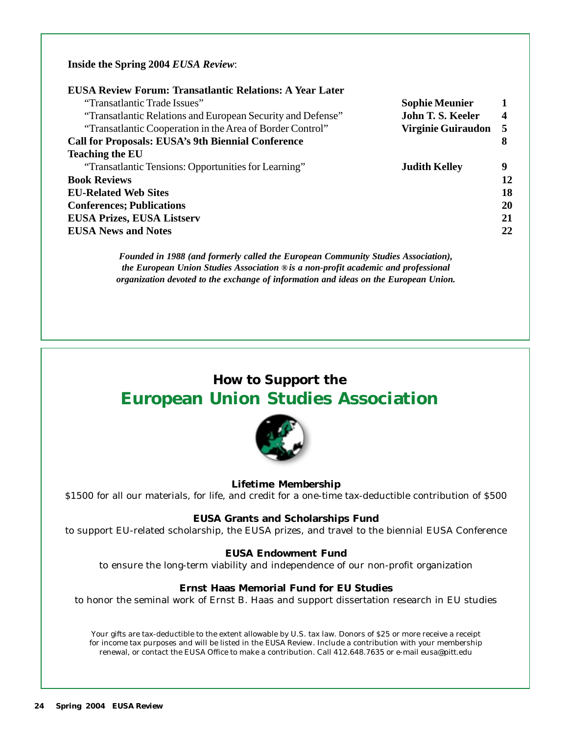**Inside the Spring 2004 *EUSA Review*:**

| | | |
|---|---|---|
| **EUSA Review Forum: Transatlantic Relations: A Year Later** | | |
| "Transatlantic Trade Issues" | **Sophie Meunier** | **1** |
| "Transatlantic Relations and European Security and Defense" | **John T. S. Keeler** | **4** |
| "Transatlantic Cooperation in the Area of Border Control" | **Virginie Guiraudon** | **5** |
| **Call for Proposals: EUSA's 9th Biennial Conference** | | **8** |
| **Teaching the EU** | | |
| "Transatlantic Tensions: Opportunities for Learning" | **Judith Kelley** | **9** |
| **Book Reviews** | | **12** |
| **EU-Related Web Sites** | | **18** |
| **Conferences; Publications** | | **20** |
| **EUSA Prizes, EUSA Listserv** | | **21** |
| **EUSA News and Notes** | | **22** |

***Founded in 1988 (and formerly called the European Community Studies Association), the European Union Studies Association ® is a non-profit academic and professional organization devoted to the exchange of information and ideas on the European Union.***

## How to Support the
# European Union Studies Association

**Lifetime Membership**
$1500 for all our materials, for life, and credit for a one-time tax-deductible contribution of $500

**EUSA Grants and Scholarships Fund**
to support EU-related scholarship, the EUSA prizes, and travel to the biennial EUSA Conference

**EUSA Endowment Fund**
to ensure the long-term viability and independence of our non-profit organization

**Ernst Haas Memorial Fund for EU Studies**
to honor the seminal work of Ernst B. Haas and support dissertation research in EU studies

Your gifts are tax-deductible to the extent allowable by U.S. tax law. Donors of $25 or more receive a receipt for income tax purposes and will be listed in the EUSA Review. Include a contribution with your membership renewal, or contact the EUSA Office to make a contribution. Call 412.648.7635 or e-mail eusa@pitt.edu